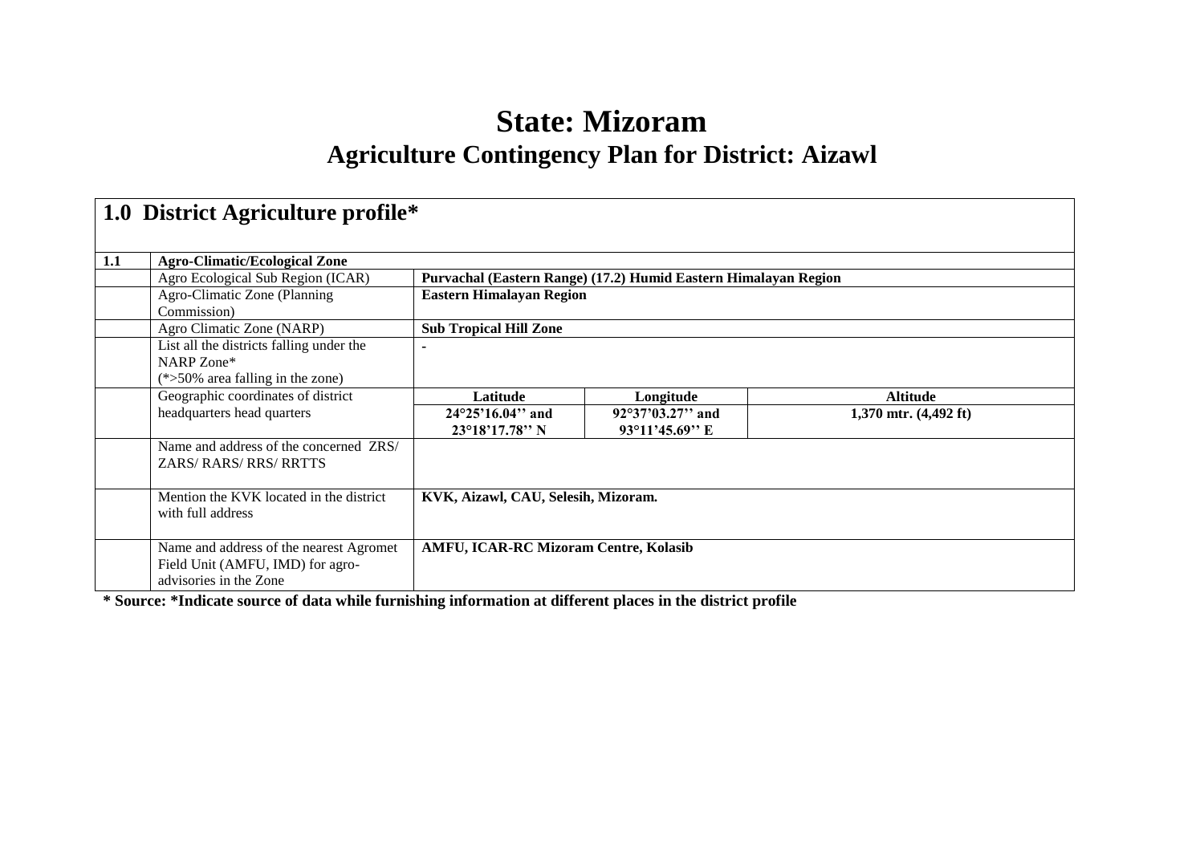# State: Mizoram

## Agriculture Contingency Plan for District: Aizawl

| **1.0 District Agriculture profile*** | | | | |
|---|---|---|---|---|
| **1.1** | **Agro-Climatic/Ecological Zone** | | | |
| | Agro Ecological Sub Region (ICAR) | **Purvachal (Eastern Range) (17.2) Humid Eastern Himalayan Region** | | |
| | Agro-Climatic Zone (Planning Commission) | **Eastern Himalayan Region** | | |
| | Agro Climatic Zone (NARP) | **Sub Tropical Hill Zone** | | |
| | List all the districts falling under the NARP Zone* (*>50% area falling in the zone) | - | | |
| | Geographic coordinates of district headquarters head quarters | **Latitude** | **Longitude** | **Altitude** |
| | | **24°25'16.04'' and 23°18'17.78'' N** | **92°37'03.27'' and 93°11'45.69'' E** | **1,370 mtr. (4,492 ft)** |
| | Name and address of the concerned ZRS/ ZARS/ RARS/ RRS/ RRTTS | | | |
| | Mention the KVK located in the district with full address | **KVK, Aizawl, CAU, Selesih, Mizoram.** | | |
| | Name and address of the nearest Agromet Field Unit (AMFU, IMD) for agro-advisories in the Zone | **AMFU, ICAR-RC Mizoram Centre, Kolasib** | | |

**\* Source: *Indicate source of data while furnishing information at different places in the district profile**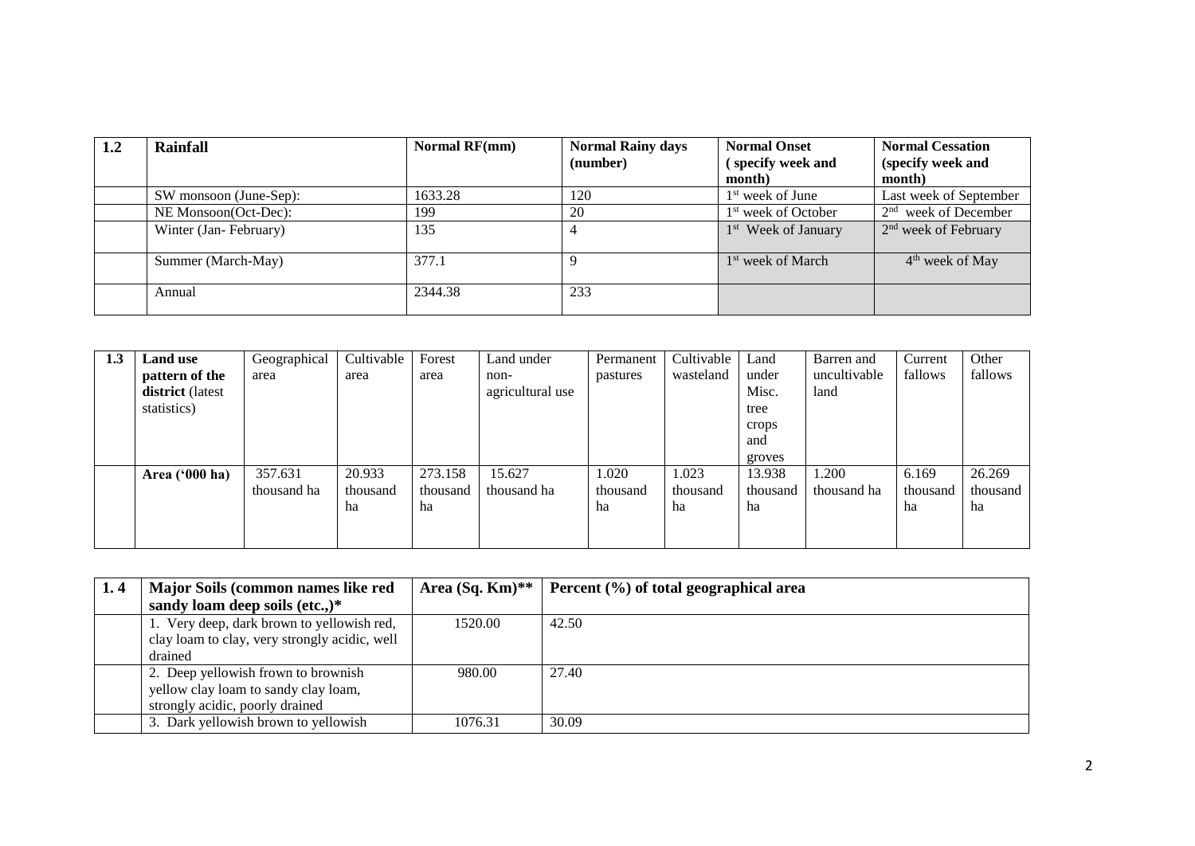| 1.2 | Rainfall | Normal RF(mm) | Normal Rainy days (number) | Normal Onset ( specify week and month) | Normal Cessation (specify week and month) |
|---|---|---|---|---|---|
| | SW monsoon (June-Sep): | 1633.28 | 120 | 1st week of June | Last week of September |
| | NE Monsoon(Oct-Dec): | 199 | 20 | 1st week of October | 2nd week of December |
| | Winter (Jan- February) | 135 | 4 | 1st Week of January | 2nd week of February |
| | Summer (March-May) | 377.1 | 9 | 1st week of March | 4th week of May |
| | Annual | 2344.38 | 233 | | |

| 1.3 | Land use pattern of the district (latest statistics) | Geographical area | Cultivable area | Forest area | Land under non-agricultural use | Permanent pastures | Cultivable wasteland | Land under Misc. tree crops and groves | Barren and uncultivable land | Current fallows | Other fallows |
|---|---|---|---|---|---|---|---|---|---|---|---|
| | **Area ('000 ha)** | 357.631 thousand ha | 20.933 thousand ha | 273.158 thousand ha | 15.627 thousand ha | 1.020 thousand ha | 1.023 thousand ha | 13.938 thousand ha | 1.200 thousand ha | 6.169 thousand ha | 26.269 thousand ha |

| 1. 4 | Major Soils (common names like red sandy loam deep soils (etc.,)* | Area (Sq. Km)** | Percent (%) of total geographical area |
|---|---|---|---|
| | 1. Very deep, dark brown to yellowish red, clay loam to clay, very strongly acidic, well drained | 1520.00 | 42.50 |
| | 2. Deep yellowish frown to brownish yellow clay loam to sandy clay loam, strongly acidic, poorly drained | 980.00 | 27.40 |
| | 3. Dark yellowish brown to yellowish | 1076.31 | 30.09 |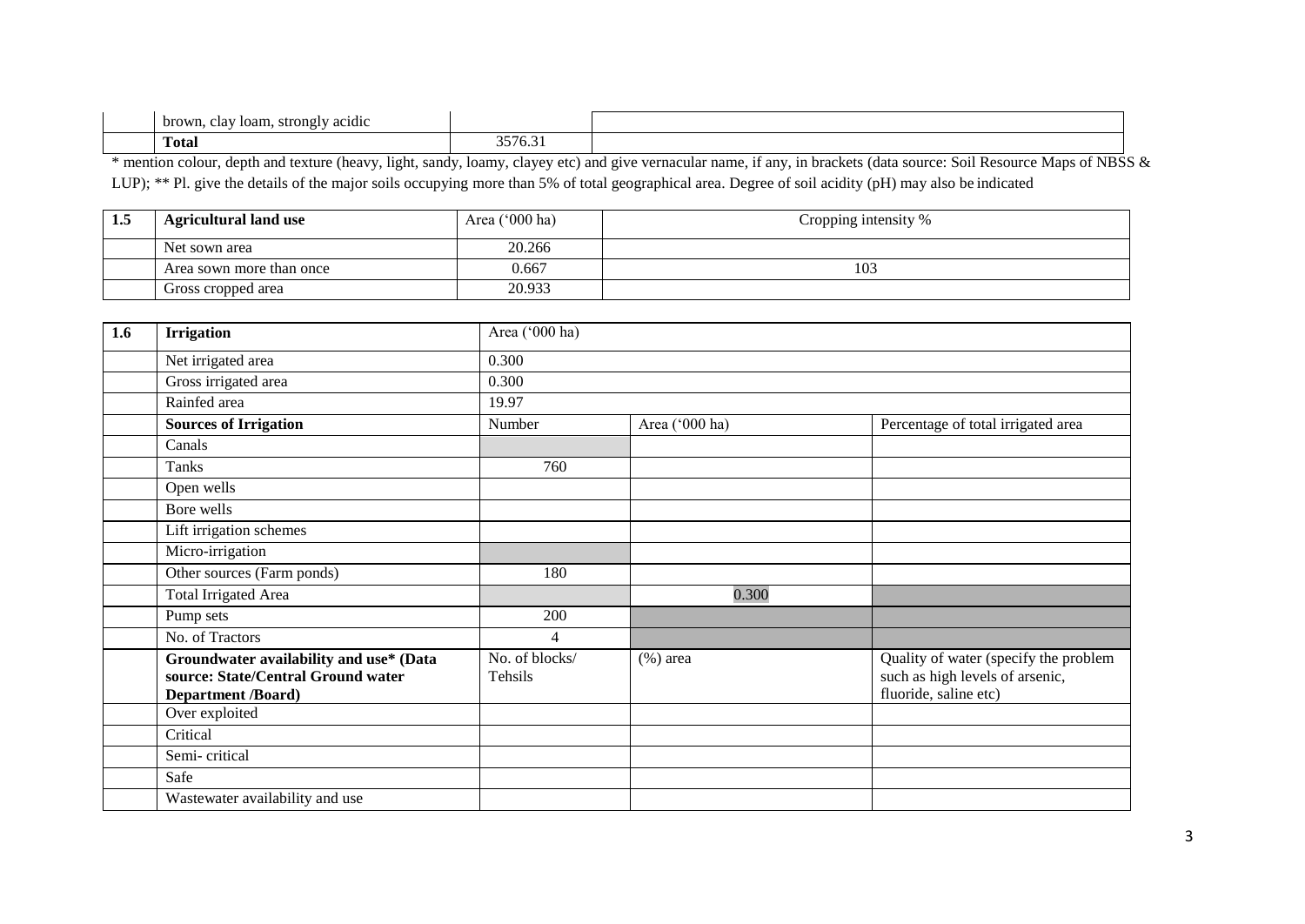| | brown, clay loam, strongly acidic | | |
|---|---|---|---|
| | **Total** | 3576.31 | |

* mention colour, depth and texture (heavy, light, sandy, loamy, clayey etc) and give vernacular name, if any, in brackets (data source: Soil Resource Maps of NBSS & LUP); ** Pl. give the details of the major soils occupying more than 5% of total geographical area. Degree of soil acidity (pH) may also be indicated

| 1.5 | Agricultural land use | Area ('000 ha) | Cropping intensity % |
|---|---|---|---|
| | Net sown area | 20.266 | |
| | Area sown more than once | 0.667 | 103 |
| | Gross cropped area | 20.933 | |

| 1.6 | Irrigation | Area ('000 ha) | | |
|---|---|---|---|---|
| | Net irrigated area | 0.300 | | |
| | Gross irrigated area | 0.300 | | |
| | Rainfed area | 19.97 | | |
| | **Sources of Irrigation** | Number | Area ('000 ha) | Percentage of total irrigated area |
| | Canals | | | |
| | Tanks | 760 | | |
| | Open wells | | | |
| | Bore wells | | | |
| | Lift irrigation schemes | | | |
| | Micro-irrigation | | | |
| | Other sources (Farm ponds) | 180 | | |
| | Total Irrigated Area | | 0.300 | |
| | Pump sets | 200 | | |
| | No. of Tractors | 4 | | |
| | **Groundwater availability and use* (Data source: State/Central Ground water Department /Board)** | No. of blocks/ Tehsils | (%) area | Quality of water (specify the problem such as high levels of arsenic, fluoride, saline etc) |
| | Over exploited | | | |
| | Critical | | | |
| | Semi- critical | | | |
| | Safe | | | |
| | Wastewater availability and use | | | |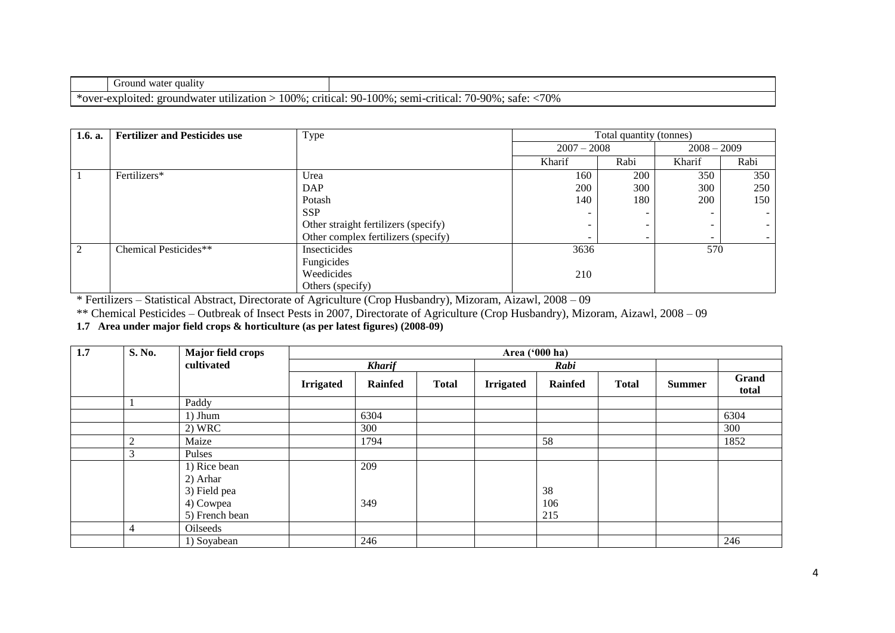| | Ground water quality | |
|---|---|---|
| *over-exploited: groundwater utilization > 100%; critical: 90-100%; semi-critical: 70-90%; safe: <70% | | |

| 1.6. a. | Fertilizer and Pesticides use | Type | Total quantity (tonnes) | | | |
|---|---|---|---|---|---|---|
| | | | 2007 – 2008 | | 2008 – 2009 | |
| | | | Kharif | Rabi | Kharif | Rabi |
| 1 | Fertilizers* | Urea | 160 | 200 | 350 | 350 |
| | | DAP | 200 | 300 | 300 | 250 |
| | | Potash | 140 | 180 | 200 | 150 |
| | | SSP | - | - | - | - |
| | | Other straight fertilizers (specify) | - | - | - | - |
| | | Other complex fertilizers (specify) | - | - | - | - |
| 2 | Chemical Pesticides** | Insecticides | 3636 | | 570 | |
| | | Fungicides | | | | |
| | | Weedicides | 210 | | | |
| | | Others (specify) | | | | |

* Fertilizers – Statistical Abstract, Directorate of Agriculture (Crop Husbandry), Mizoram, Aizawl, 2008 – 09

** Chemical Pesticides – Outbreak of Insect Pests in 2007, Directorate of Agriculture (Crop Husbandry), Mizoram, Aizawl, 2008 – 09

**1.7 Area under major field crops & horticulture (as per latest figures) (2008-09)**

| 1.7 | S. No. | Major field crops cultivated | Area ('000 ha) | | | | | | | |
|---|---|---|---|---|---|---|---|---|---|---|
| | | | *Kharif* | | | *Rabi* | | | | |
| | | | **Irrigated** | **Rainfed** | **Total** | **Irrigated** | **Rainfed** | **Total** | **Summer** | **Grand total** |
| | 1 | Paddy | | | | | | | | |
| | | 1) Jhum | | 6304 | | | | | | 6304 |
| | | 2) WRC | | 300 | | | | | | 300 |
| | 2 | Maize | | 1794 | | | 58 | | | 1852 |
| | 3 | Pulses | | | | | | | | |
| | | 1) Rice bean<br>2) Arhar<br>3) Field pea<br>4) Cowpea<br>5) French bean | | 209<br><br><br>349 | | | <br><br>38<br>106<br>215 | | | |
| | 4 | Oilseeds | | | | | | | | |
| | | 1) Soyabean | | 246 | | | | | | 246 |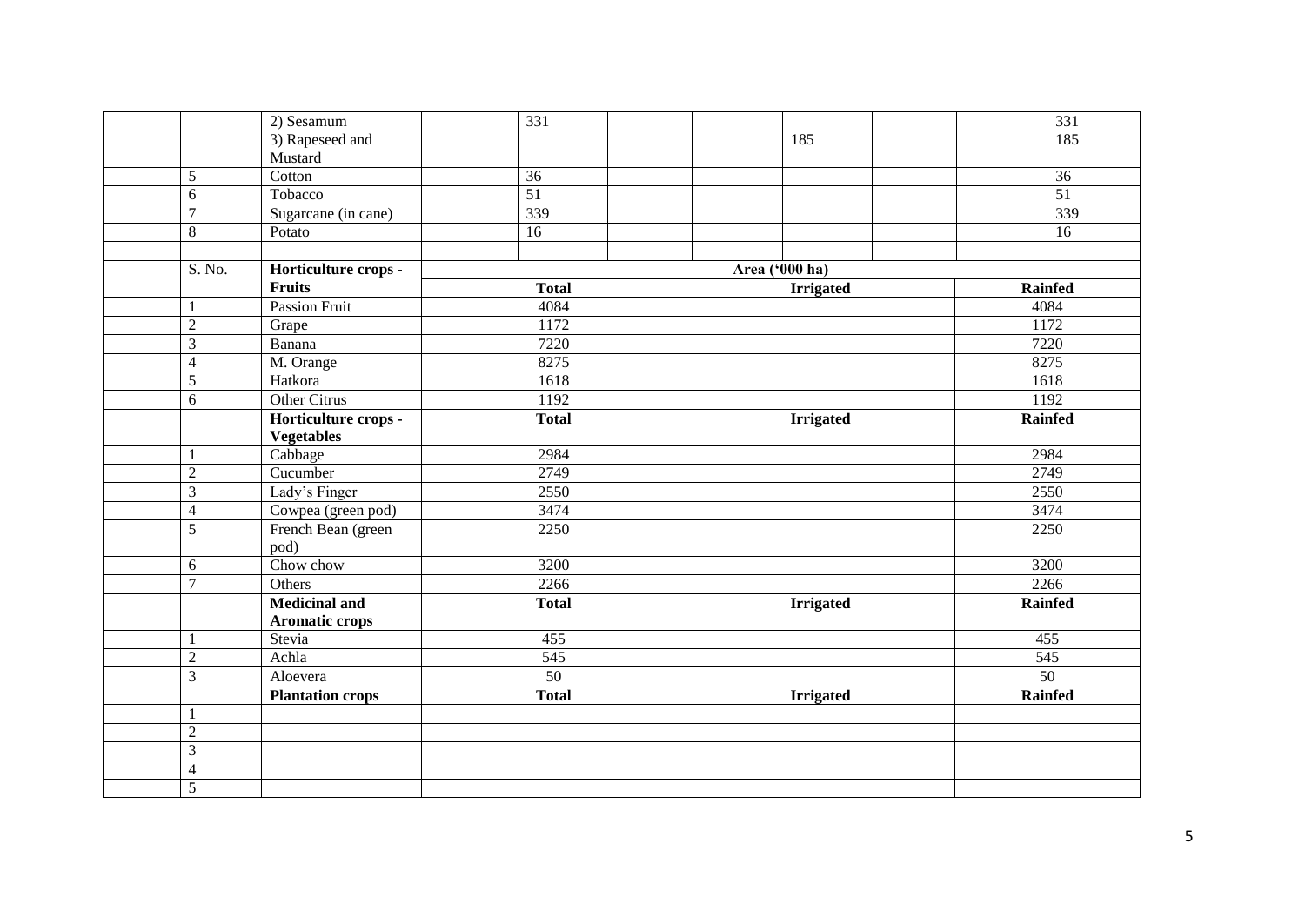| | | | | | | | | | | |
|---|---|---|---|---|---|---|---|---|---|---|
| | | 2) Sesamum | | 331 | | | | | | 331 |
| | | 3) Rapeseed and Mustard | | | | | 185 | | | 185 |
| | 5 | Cotton | | 36 | | | | | | 36 |
| | 6 | Tobacco | | 51 | | | | | | 51 |
| | 7 | Sugarcane (in cane) | | 339 | | | | | | 339 |
| | 8 | Potato | | 16 | | | | | | 16 |
| | | | | | | | | | | |
| | S. No. | **Horticulture crops - Fruits** | Area ('000 ha) | | | | | | | |
| | | | **Total** | | | **Irrigated** | | | **Rainfed** | |
| | 1 | Passion Fruit | 4084 | | | | | | 4084 | |
| | 2 | Grape | 1172 | | | | | | 1172 | |
| | 3 | Banana | 7220 | | | | | | 7220 | |
| | 4 | M. Orange | 8275 | | | | | | 8275 | |
| | 5 | Hatkora | 1618 | | | | | | 1618 | |
| | 6 | Other Citrus | 1192 | | | | | | 1192 | |
| | | **Horticulture crops - Vegetables** | **Total** | | | **Irrigated** | | | **Rainfed** | |
| | 1 | Cabbage | 2984 | | | | | | 2984 | |
| | 2 | Cucumber | 2749 | | | | | | 2749 | |
| | 3 | Lady's Finger | 2550 | | | | | | 2550 | |
| | 4 | Cowpea (green pod) | 3474 | | | | | | 3474 | |
| | 5 | French Bean (green pod) | 2250 | | | | | | 2250 | |
| | 6 | Chow chow | 3200 | | | | | | 3200 | |
| | 7 | Others | 2266 | | | | | | 2266 | |
| | | **Medicinal and Aromatic crops** | **Total** | | | **Irrigated** | | | **Rainfed** | |
| | 1 | Stevia | 455 | | | | | | 455 | |
| | 2 | Achla | 545 | | | | | | 545 | |
| | 3 | Aloevera | 50 | | | | | | 50 | |
| | | **Plantation crops** | **Total** | | | **Irrigated** | | | **Rainfed** | |
| | 1 | | | | | | | | | |
| | 2 | | | | | | | | | |
| | 3 | | | | | | | | | |
| | 4 | | | | | | | | | |
| | 5 | | | | | | | | | |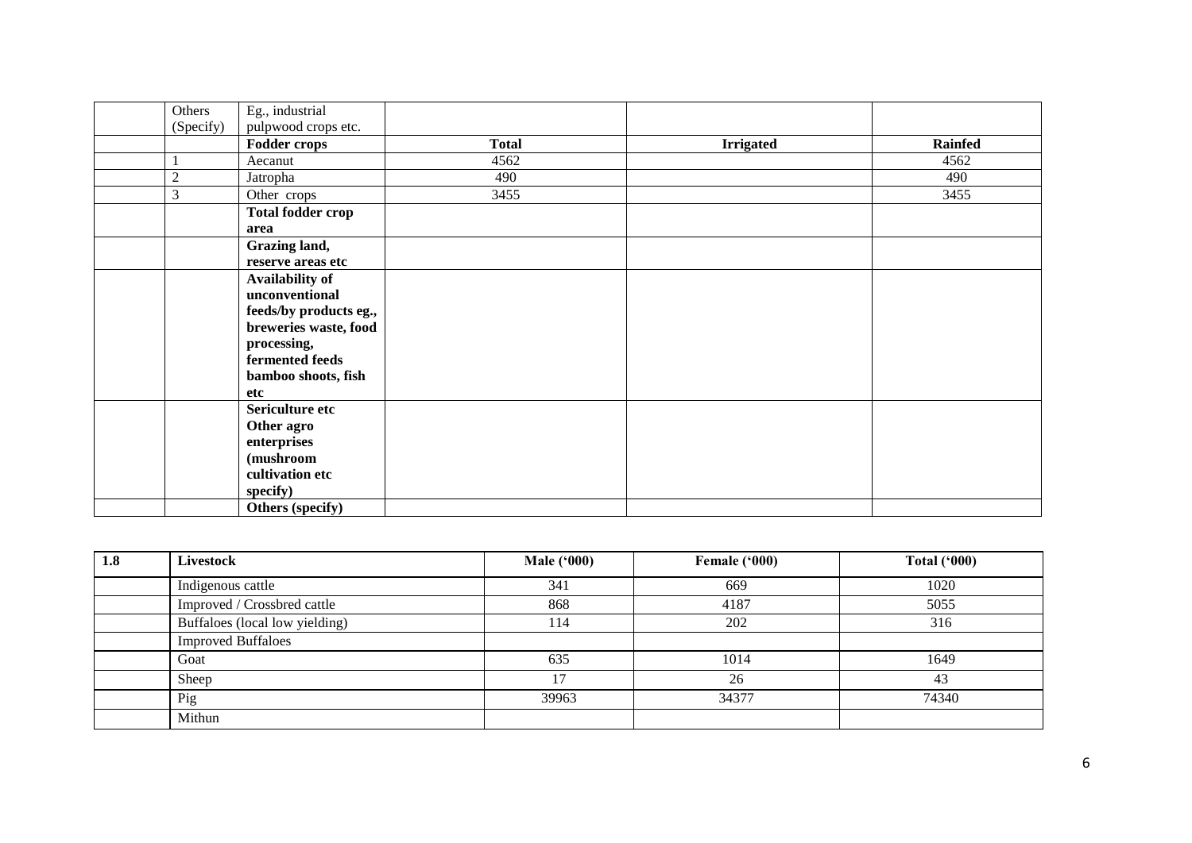|  | Others (Specify) | Eg., industrial pulpwood crops etc. |  |  |  |
|---|---|---|---|---|---|
|  |  | **Fodder crops** | **Total** | **Irrigated** | **Rainfed** |
|  | 1 | Aecanut | 4562 |  | 4562 |
|  | 2 | Jatropha | 490 |  | 490 |
|  | 3 | Other crops | 3455 |  | 3455 |
|  |  | **Total fodder crop area** |  |  |  |
|  |  | **Grazing land, reserve areas etc** |  |  |  |
|  |  | **Availability of unconventional feeds/by products eg., breweries waste, food processing, fermented feeds bamboo shoots, fish etc** |  |  |  |
|  |  | **Sericulture etc Other agro enterprises (mushroom cultivation etc specify)** |  |  |  |
|  |  | **Others (specify)** |  |  |  |

| **1.8** | **Livestock** | **Male ('000)** | **Female ('000)** | **Total ('000)** |
|---|---|---|---|---|
|  | Indigenous cattle | 341 | 669 | 1020 |
|  | Improved / Crossbred cattle | 868 | 4187 | 5055 |
|  | Buffaloes (local low yielding) | 114 | 202 | 316 |
|  | Improved Buffaloes |  |  |  |
|  | Goat | 635 | 1014 | 1649 |
|  | Sheep | 17 | 26 | 43 |
|  | Pig | 39963 | 34377 | 74340 |
|  | Mithun |  |  |  |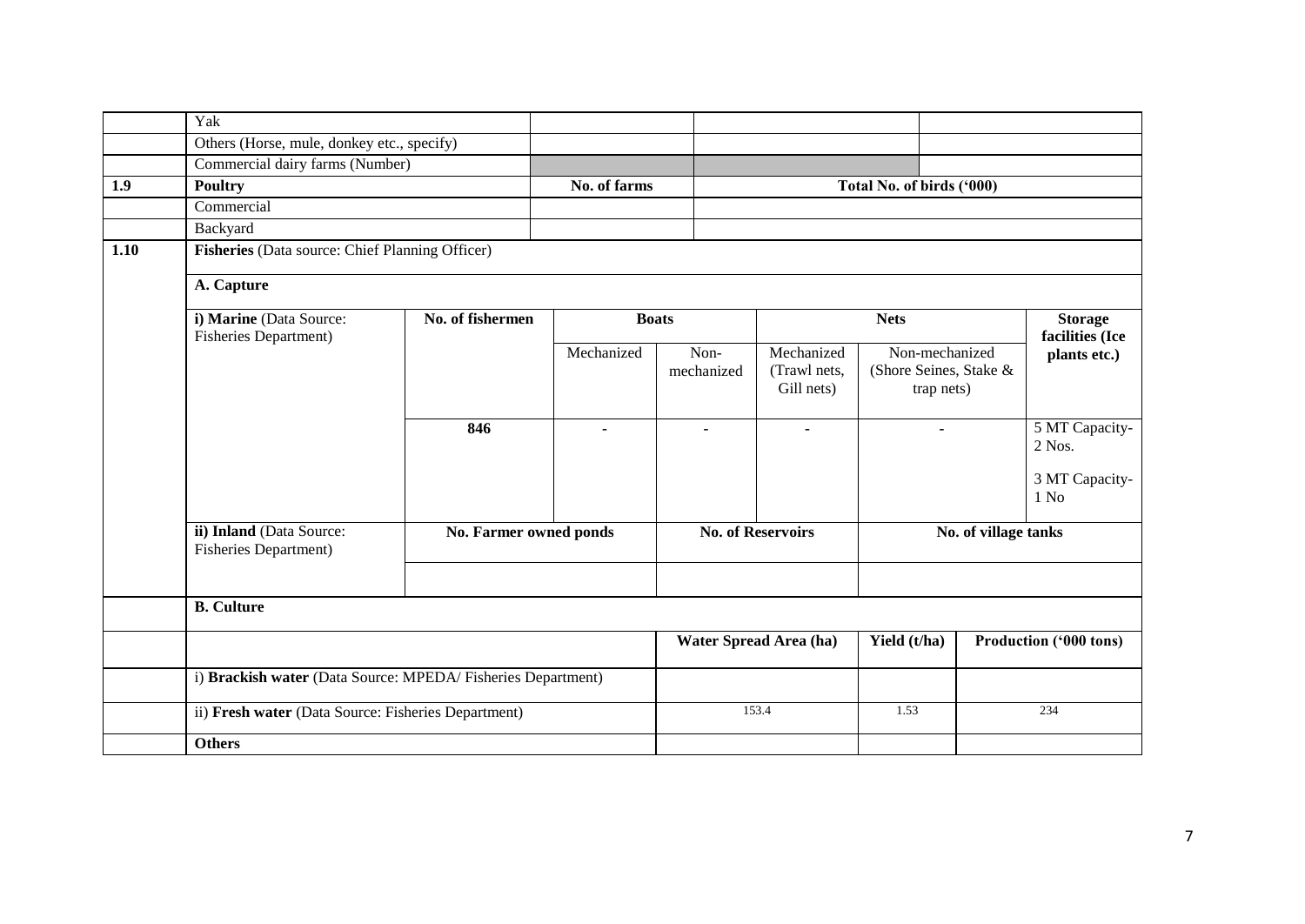| | | | | |
|---|---|---|---|---|
| | Yak | | | |
| | Others (Horse, mule, donkey etc., specify) | | | |
| | Commercial dairy farms (Number) | | | |
| **1.9** | **Poultry** | **No. of farms** | **Total No. of birds ('000)** | |
| | Commercial | | | |
| | Backyard | | | |

| | | | | | | | | |
|---|---|---|---|---|---|---|---|---|
| **1.10** | **Fisheries** (Data source: Chief Planning Officer) | | | | | | | |
| | **A. Capture** | | | | | | | |
| | **i) Marine** (Data Source: Fisheries Department) | **No. of fishermen** | **Boats** | | **Nets** | | **Storage facilities (Ice plants etc.)** | |
| | | | Mechanized | Non-mechanized | Mechanized (Trawl nets, Gill nets) | Non-mechanized (Shore Seines, Stake & trap nets) | | |
| | | 846 | - | - | - | - | 5 MT Capacity- 2 Nos. 3 MT Capacity- 1 No | |
| | **ii) Inland** (Data Source: Fisheries Department) | **No. Farmer owned ponds** | | **No. of Reservoirs** | | **No. of village tanks** | | |
| | | | | | | | | |
| | **B. Culture** | | | | | | | |
| | | | | **Water Spread Area (ha)** | | **Yield (t/ha)** | **Production ('000 tons)** | |
| | i) **Brackish water** (Data Source: MPEDA/ Fisheries Department) | | | | | | | |
| | ii) **Fresh water** (Data Source: Fisheries Department) | | | 153.4 | | 1.53 | 234 | |
| | **Others** | | | | | | | |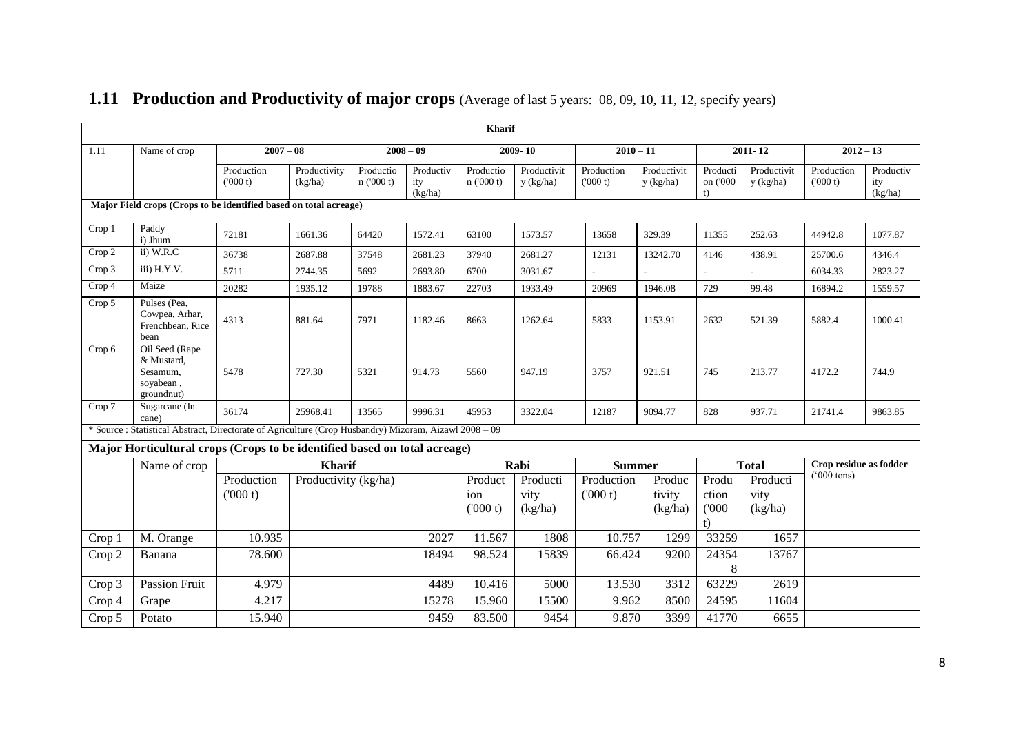## 1.11 Production and Productivity of major crops (Average of last 5 years: 08, 09, 10, 11, 12, specify years)

| Kharif | | | | | | | | | | | | | |
|---|---|---|---|---|---|---|---|---|---|---|---|---|---|
| 1.11 | Name of crop | 2007 – 08 | | 2008 – 09 | | 2009- 10 | | 2010 – 11 | | 2011- 12 | | 2012 – 13 | |
| | | Production ('000 t) | Productivity (kg/ha) | Production ('000 t) | Productivity (kg/ha) | Production ('000 t) | Productivity (kg/ha) | Production ('000 t) | Productivity (kg/ha) | Production ('000 t) | Productivity (kg/ha) | Production ('000 t) | Productivity (kg/ha) |
| Major Field crops (Crops to be identified based on total acreage) | | | | | | | | | | | | | |
| Crop 1 | Paddy i) Jhum | 72181 | 1661.36 | 64420 | 1572.41 | 63100 | 1573.57 | 13658 | 329.39 | 11355 | 252.63 | 44942.8 | 1077.87 |
| Crop 2 | ii) W.R.C | 36738 | 2687.88 | 37548 | 2681.23 | 37940 | 2681.27 | 12131 | 13242.70 | 4146 | 438.91 | 25700.6 | 4346.4 |
| Crop 3 | iii) H.Y.V. | 5711 | 2744.35 | 5692 | 2693.80 | 6700 | 3031.67 | - | - | - | - | 6034.33 | 2823.27 |
| Crop 4 | Maize | 20282 | 1935.12 | 19788 | 1883.67 | 22703 | 1933.49 | 20969 | 1946.08 | 729 | 99.48 | 16894.2 | 1559.57 |
| Crop 5 | Pulses (Pea, Cowpea, Arhar, Frenchbean, Rice bean | 4313 | 881.64 | 7971 | 1182.46 | 8663 | 1262.64 | 5833 | 1153.91 | 2632 | 521.39 | 5882.4 | 1000.41 |
| Crop 6 | Oil Seed (Rape & Mustard, Sesamum, soyabean , groundnut) | 5478 | 727.30 | 5321 | 914.73 | 5560 | 947.19 | 3757 | 921.51 | 745 | 213.77 | 4172.2 | 744.9 |
| Crop 7 | Sugarcane (In cane) | 36174 | 25968.41 | 13565 | 9996.31 | 45953 | 3322.04 | 12187 | 9094.77 | 828 | 937.71 | 21741.4 | 9863.85 |

* Source : Statistical Abstract, Directorate of Agriculture (Crop Husbandry) Mizoram, Aizawl 2008 – 09

**Major Horticultural crops (Crops to be identified based on total acreage)**

| | Name of crop | Kharif | | Rabi | | Summer | | Total | | Crop residue as fodder ('000 tons) |
|---|---|---|---|---|---|---|---|---|---|---|
| | | Production ('000 t) | Productivity (kg/ha) | Production ('000 t) | Productivity (kg/ha) | Production ('000 t) | Productivity (kg/ha) | Production ('000 t) | Productivity (kg/ha) | |
| Crop 1 | M. Orange | 10.935 | 2027 | 11.567 | 1808 | 10.757 | 1299 | 33259 | 1657 | |
| Crop 2 | Banana | 78.600 | 18494 | 98.524 | 15839 | 66.424 | 9200 | 243548 | 13767 | |
| Crop 3 | Passion Fruit | 4.979 | 4489 | 10.416 | 5000 | 13.530 | 3312 | 63229 | 2619 | |
| Crop 4 | Grape | 4.217 | 15278 | 15.960 | 15500 | 9.962 | 8500 | 24595 | 11604 | |
| Crop 5 | Potato | 15.940 | 9459 | 83.500 | 9454 | 9.870 | 3399 | 41770 | 6655 | |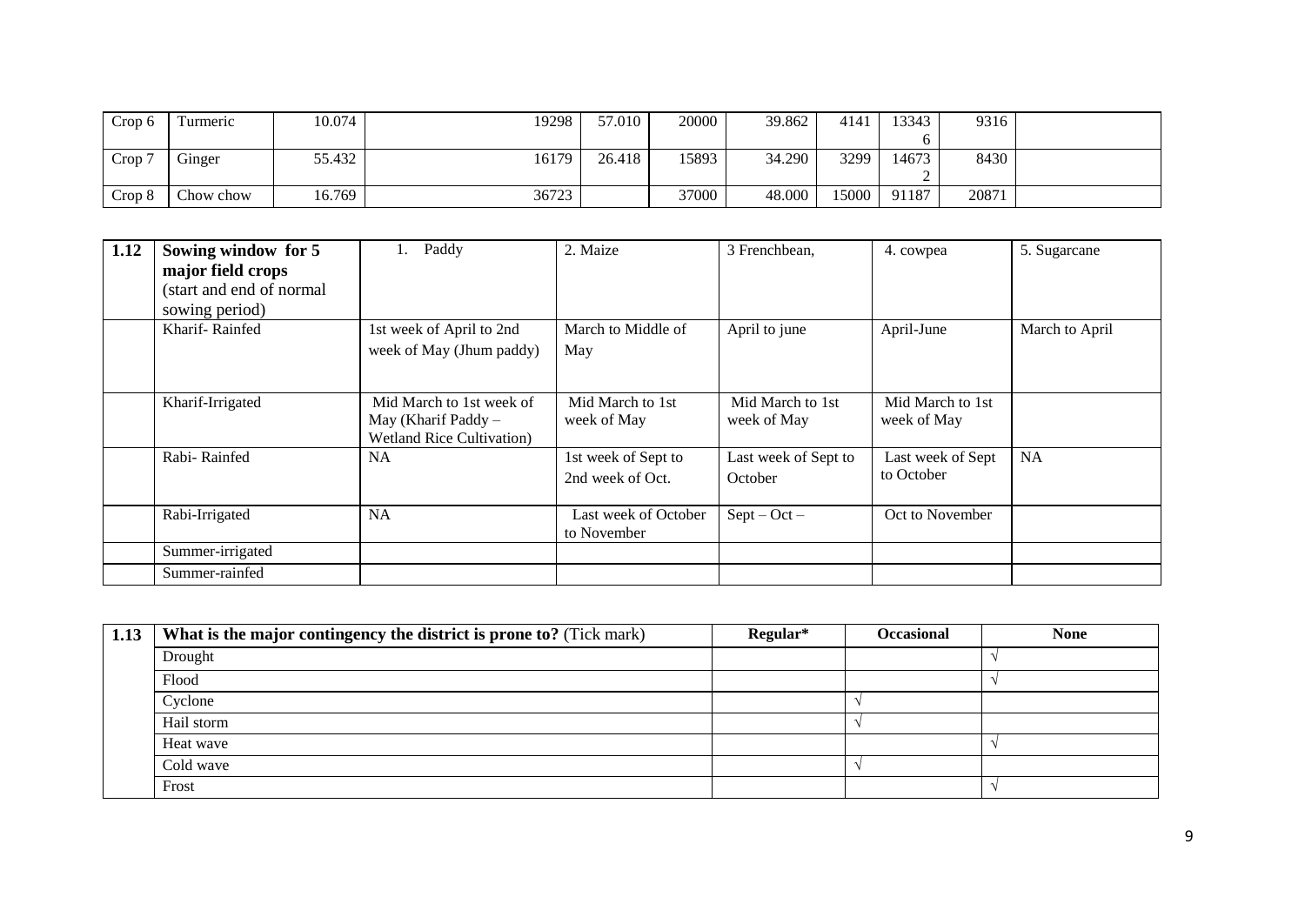| | | | | | | | | | | |
|---|---|---|---|---|---|---|---|---|---|---|
| Crop 6 | Turmeric | 10.074 | 19298 | 57.010 | 20000 | 39.862 | 4141 | 133436 | 9316 | |
| Crop 7 | Ginger | 55.432 | 16179 | 26.418 | 15893 | 34.290 | 3299 | 146732 | 8430 | |
| Crop 8 | Chow chow | 16.769 | 36723 | | 37000 | 48.000 | 15000 | 91187 | 20871 | |

| 1.12 | Sowing window for 5 major field crops (start and end of normal sowing period) | 1. Paddy | 2. Maize | 3 Frenchbean, | 4. cowpea | 5. Sugarcane |
|---|---|---|---|---|---|---|
| | Kharif- Rainfed | 1st week of April to 2nd week of May (Jhum paddy) | March to Middle of May | April to june | April-June | March to April |
| | Kharif-Irrigated | Mid March to 1st week of May (Kharif Paddy – Wetland Rice Cultivation) | Mid March to 1st week of May | Mid March to 1st week of May | Mid March to 1st week of May | |
| | Rabi- Rainfed | NA | 1st week of Sept to 2nd week of Oct. | Last week of Sept to October | Last week of Sept to October | NA |
| | Rabi-Irrigated | NA | Last week of October to November | Sept – Oct – | Oct to November | |
| | Summer-irrigated | | | | | |
| | Summer-rainfed | | | | | |

| 1.13 | What is the major contingency the district is prone to? (Tick mark) | Regular* | Occasional | None |
|---|---|---|---|---|
| | Drought | | | √ |
| | Flood | | | √ |
| | Cyclone | | √ | |
| | Hail storm | | √ | |
| | Heat wave | | | √ |
| | Cold wave | | √ | |
| | Frost | | | √ |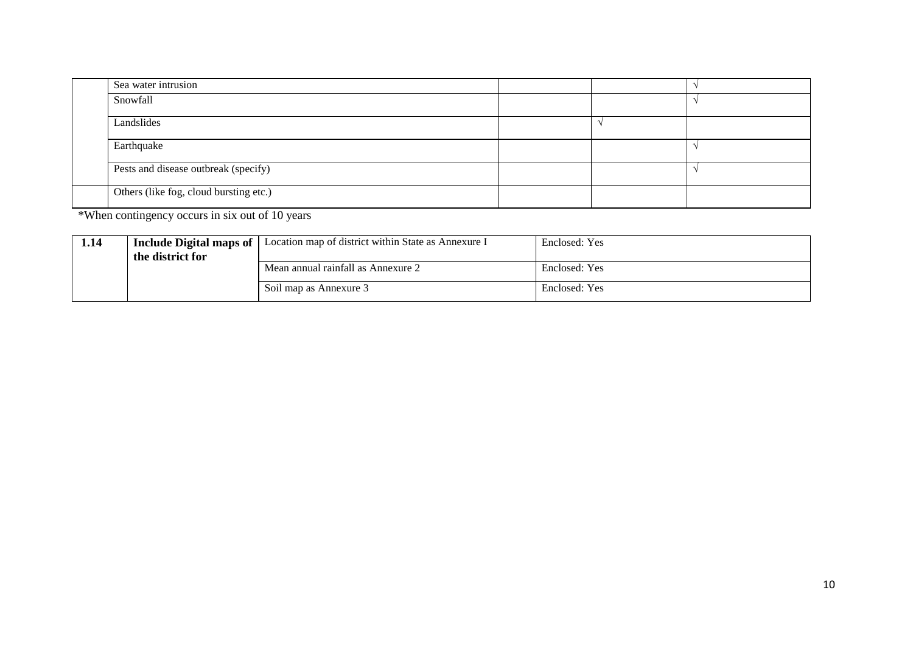| | | | | |
|---|---|---|---|---|
| | Sea water intrusion | | | √ |
| | Snowfall | | | √ |
| | Landslides | | √ | |
| | Earthquake | | | √ |
| | Pests and disease outbreak (specify) | | | √ |
| | Others (like fog, cloud bursting etc.) | | | |

*When contingency occurs in six out of 10 years

| | | | |
|---|---|---|---|
| **1.14** | **Include Digital maps of the district for** | Location map of district within State as Annexure I | Enclosed: Yes |
| | | Mean annual rainfall as Annexure 2 | Enclosed: Yes |
| | | Soil map as Annexure 3 | Enclosed: Yes |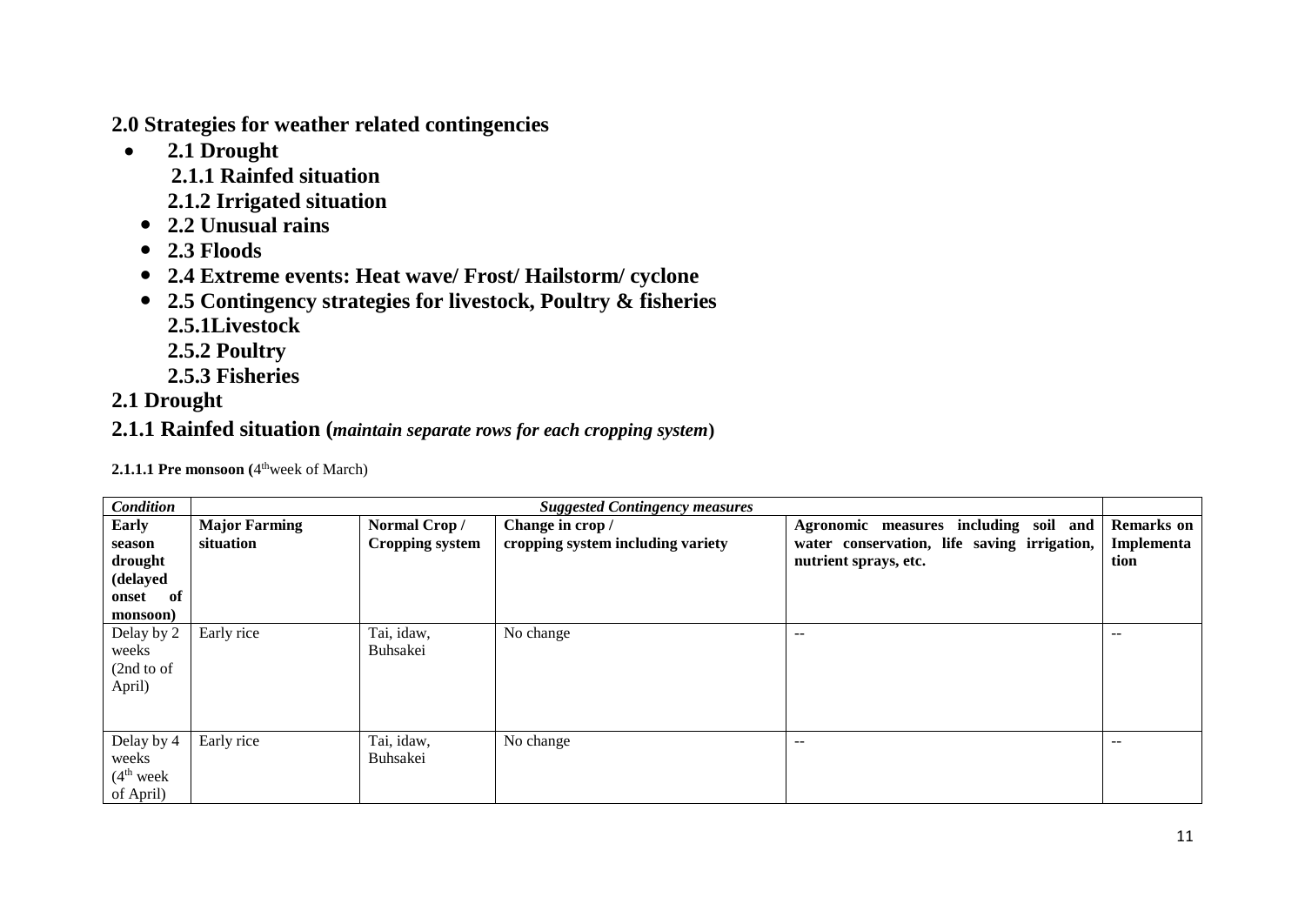## 2.0 Strategies for weather related contingencies

- **2.1 Drought**
  - **2.1.1 Rainfed situation**
  - **2.1.2 Irrigated situation**
- **2.2 Unusual rains**
- **2.3 Floods**
- **2.4 Extreme events: Heat wave/ Frost/ Hailstorm/ cyclone**
- **2.5 Contingency strategies for livestock, Poultry & fisheries**
  - **2.5.1Livestock**
  - **2.5.2 Poultry**
  - **2.5.3 Fisheries**

## 2.1 Drought

## 2.1.1 Rainfed situation (*maintain separate rows for each cropping system*)

**2.1.1.1 Pre monsoon (**4th week of March)

| *Condition* | *Suggested Contingency measures* | | | | |
|---|---|---|---|---|---|
| **Early season drought (delayed onset of monsoon)** | **Major Farming situation** | **Normal Crop / Cropping system** | **Change in crop / cropping system including variety** | **Agronomic measures including soil and water conservation, life saving irrigation, nutrient sprays, etc.** | **Remarks on Implementation** |
| Delay by 2 weeks (2nd to of April) | Early rice | Tai, idaw, Buhsakei | No change | -- | -- |
| Delay by 4 weeks (4th week of April) | Early rice | Tai, idaw, Buhsakei | No change | -- | -- |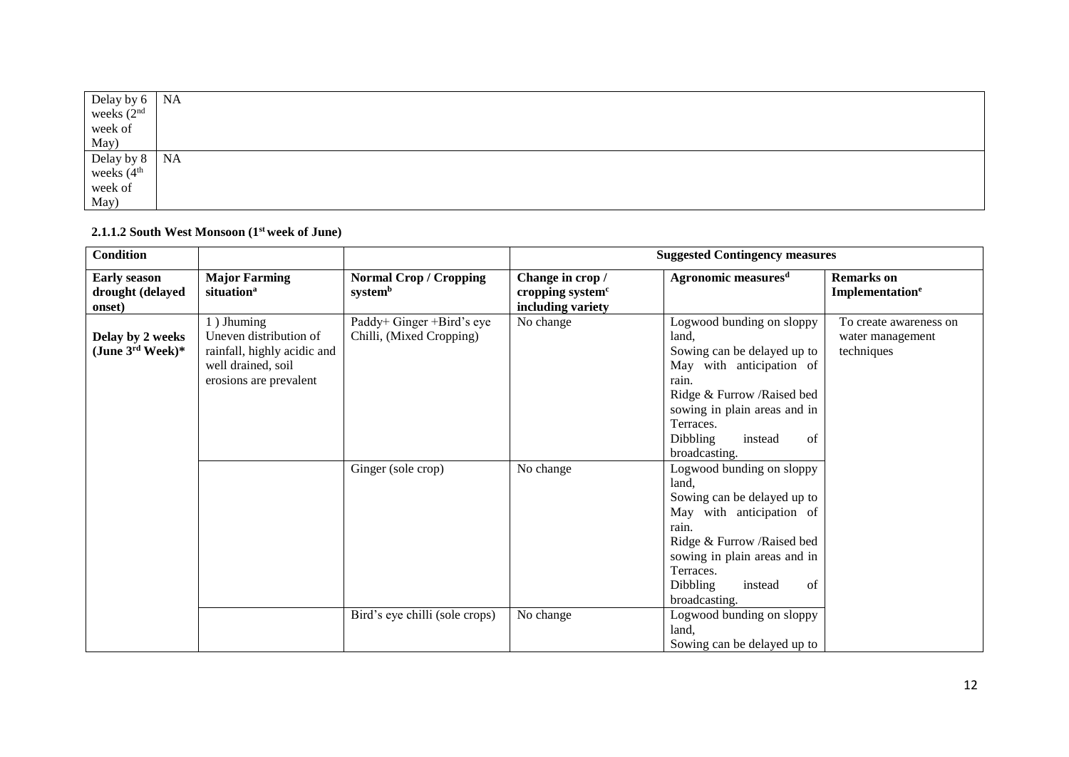| Delay by 6 weeks (2nd week of May) | NA |
|---|---|
| Delay by 8 weeks (4th week of May) | NA |

### 2.1.1.2 South West Monsoon (1st week of June)

| Condition | | | Suggested Contingency measures | | |
|---|---|---|---|---|---|
| **Early season drought (delayed onset)** | **Major Farming situation[a]** | **Normal Crop / Cropping system[b]** | **Change in crop / cropping system[c] including variety** | **Agronomic measures[d]** | **Remarks on Implementation[e]** |
| **Delay by 2 weeks (June 3rd Week)*** | 1 ) Jhuming<br>Uneven distribution of rainfall, highly acidic and well drained, soil erosions are prevalent | Paddy+ Ginger +Bird's eye Chilli, (Mixed Cropping) | No change | Logwood bunding on sloppy land,<br>Sowing can be delayed up to May with anticipation of rain.<br>Ridge & Furrow /Raised bed sowing in plain areas and in Terraces.<br>Dibbling instead of broadcasting. | To create awareness on water management techniques |
| | | Ginger (sole crop) | No change | Logwood bunding on sloppy land,<br>Sowing can be delayed up to May with anticipation of rain.<br>Ridge & Furrow /Raised bed sowing in plain areas and in Terraces.<br>Dibbling instead of broadcasting. | |
| | | Bird's eye chilli (sole crops) | No change | Logwood bunding on sloppy land,<br>Sowing can be delayed up to | |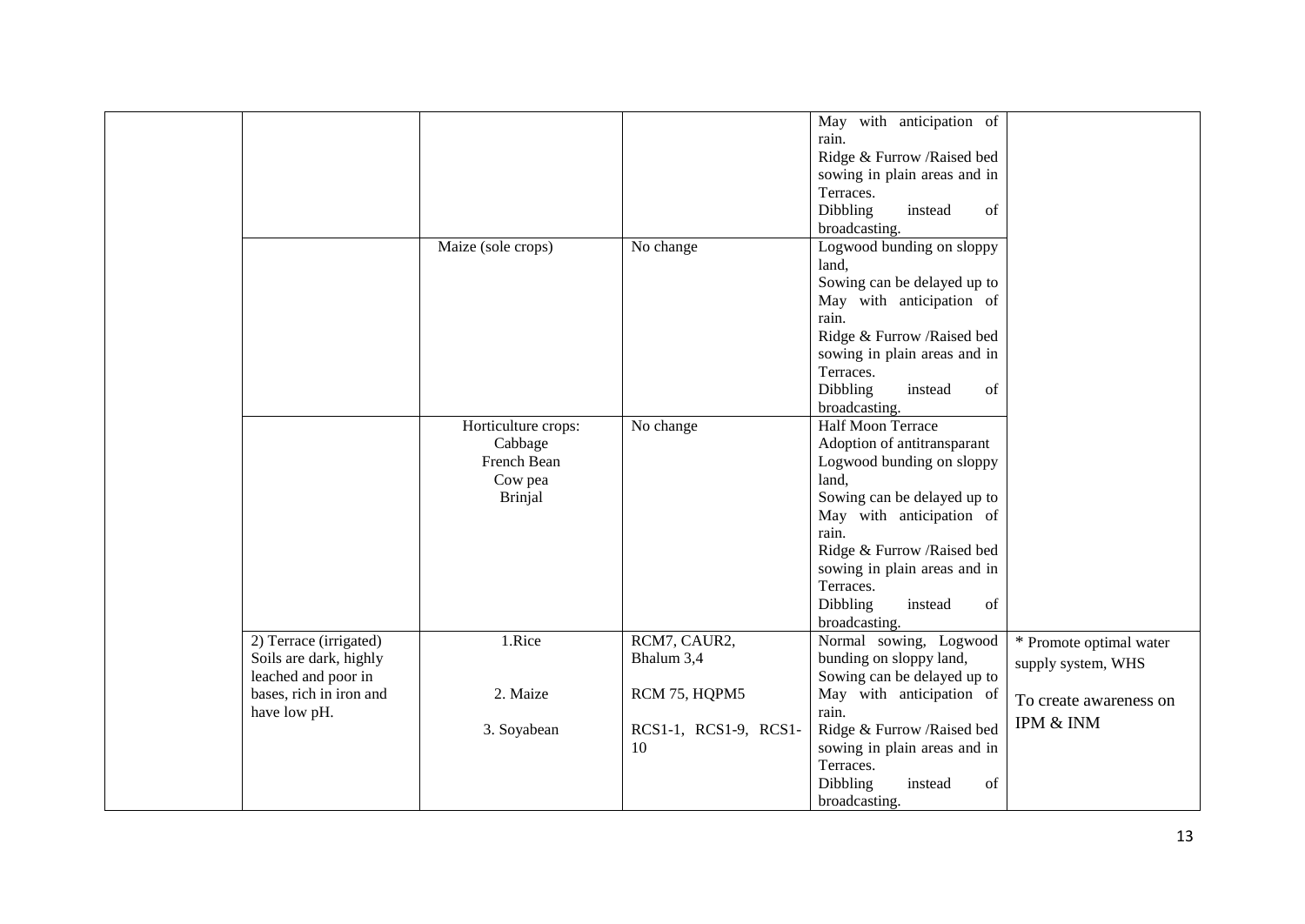|  |  |  |  |  |  |
|---|---|---|---|---|---|
|  |  |  |  | May with anticipation of rain.<br>Ridge & Furrow /Raised bed sowing in plain areas and in Terraces.<br>Dibbling instead of broadcasting. |  |
|  |  | Maize (sole crops) | No change | Logwood bunding on sloppy land,<br>Sowing can be delayed up to May with anticipation of rain.<br>Ridge & Furrow /Raised bed sowing in plain areas and in Terraces.<br>Dibbling instead of broadcasting. |  |
|  |  | Horticulture crops:<br>Cabbage<br>French Bean<br>Cow pea<br>Brinjal | No change | Half Moon Terrace<br>Adoption of antitransparant<br>Logwood bunding on sloppy land,<br>Sowing can be delayed up to May with anticipation of rain.<br>Ridge & Furrow /Raised bed sowing in plain areas and in Terraces.<br>Dibbling instead of broadcasting. |  |
|  | 2) Terrace (irrigated)<br>Soils are dark, highly leached and poor in bases, rich in iron and have low pH. | 1.Rice<br><br>2. Maize<br><br>3. Soyabean | RCM7, CAUR2, Bhalum 3,4<br><br>RCM 75, HQPM5<br><br>RCS1-1, RCS1-9, RCS1-10 | Normal sowing, Logwood bunding on sloppy land,<br>Sowing can be delayed up to May with anticipation of rain.<br>Ridge & Furrow /Raised bed sowing in plain areas and in Terraces.<br>Dibbling instead of broadcasting. | * Promote optimal water supply system, WHS<br><br>To create awareness on IPM & INM |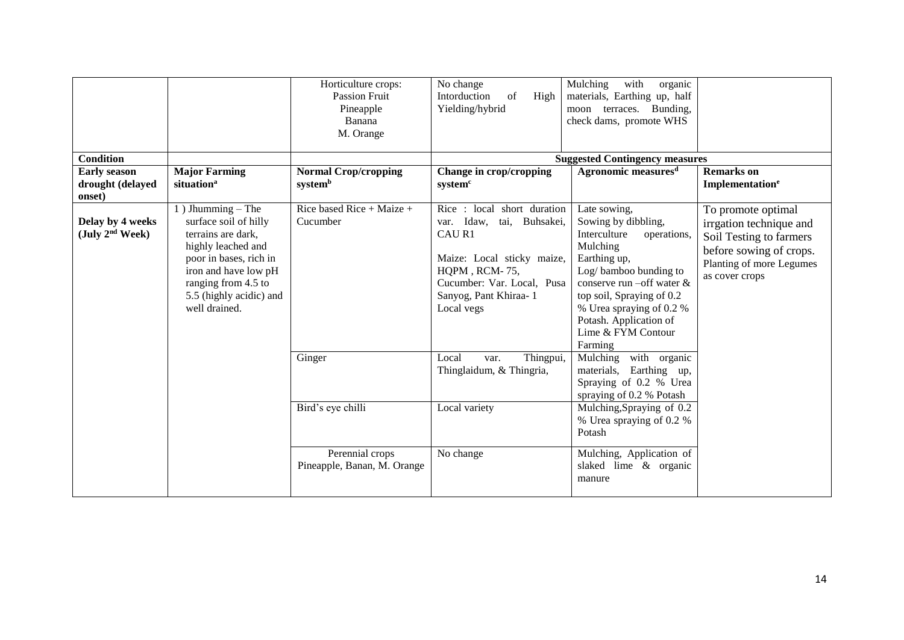| | | Horticulture crops:<br>Passion Fruit<br>Pineapple<br>Banana<br>M. Orange | No change<br>Intorduction of High Yielding/hybrid | Mulching with organic materials, Earthing up, half moon terraces. Bunding, check dams, promote WHS | |
|---|---|---|---|---|---|
| **Condition** | | | **Suggested Contingency measures** | | |
| **Early season drought (delayed onset)** | **Major Farming situation[a]** | **Normal Crop/cropping system[b]** | **Change in crop/cropping system[c]** | **Agronomic measures[d]** | **Remarks on Implementation[e]** |
| **Delay by 4 weeks (July 2[nd] Week)** | 1 ) Jhumming – The surface soil of hilly terrains are dark, highly leached and poor in bases, rich in iron and have low pH ranging from 4.5 to 5.5 (highly acidic) and well drained. | Rice based Rice + Maize + Cucumber | Rice : local short duration var. Idaw, tai, Buhsakei, CAU R1<br><br>Maize: Local sticky maize, HQPM , RCM- 75,<br>Cucumber: Var. Local, Pusa Sanyog, Pant Khiraa- 1<br>Local vegs | Late sowing,<br>Sowing by dibbling,<br>Interculture operations,<br>Mulching<br>Earthing up,<br>Log/ bamboo bunding to conserve run –off water & top soil, Spraying of 0.2 % Urea spraying of 0.2 % Potash. Application of Lime & FYM Contour Farming | To promote optimal irrgation technique and Soil Testing to farmers before sowing of crops. Planting of more Legumes as cover crops |
| | | Ginger | Local var. Thingpui, Thinglaidum, & Thingria, | Mulching with organic materials, Earthing up, Spraying of 0.2 % Urea spraying of 0.2 % Potash | |
| | | Bird's eye chilli | Local variety | Mulching,Spraying of 0.2 % Urea spraying of 0.2 % Potash | |
| | | Perennial crops<br>Pineapple, Banan, M. Orange | No change | Mulching, Application of slaked lime & organic manure | |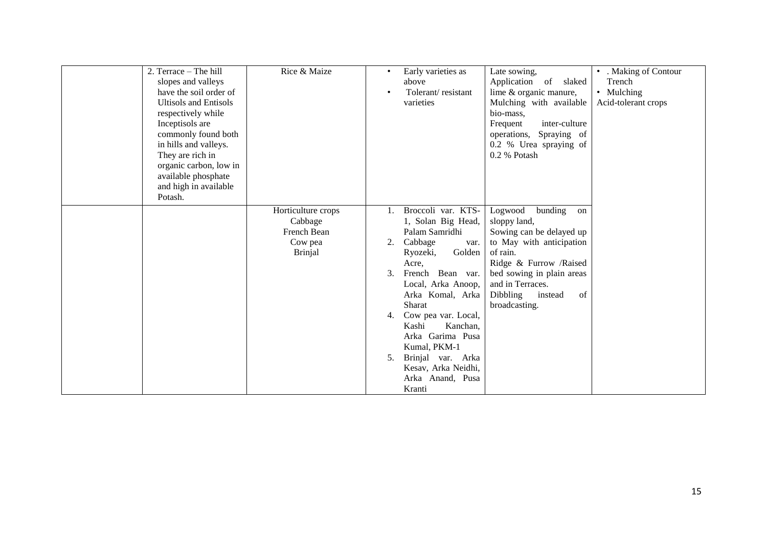|  |  |  |  |  |  |
|---|---|---|---|---|---|
|  | 2. Terrace – The hill slopes and valleys have the soil order of Ultisols and Entisols respectively while Inceptisols are commonly found both in hills and valleys. They are rich in organic carbon, low in available phosphate and high in available Potash. | Rice & Maize | • Early varieties as above<br>• Tolerant/ resistant varieties | Late sowing, Application of slaked lime & organic manure, Mulching with available bio-mass, Frequent inter-culture operations, Spraying of 0.2 % Urea spraying of 0.2 % Potash | • . Making of Contour Trench<br>• Mulching<br>Acid-tolerant crops |
|  |  | Horticulture crops<br>Cabbage<br>French Bean<br>Cow pea<br>Brinjal | 1. Broccoli var. KTS-1, Solan Big Head, Palam Samridhi<br>2. Cabbage var. Ryozeki, Golden Acre,<br>3. French Bean var. Local, Arka Anoop, Arka Komal, Arka Sharat<br>4. Cow pea var. Local, Kashi Kanchan, Arka Garima Pusa Kumal, PKM-1<br>5. Brinjal var. Arka Kesav, Arka Neidhi, Arka Anand, Pusa Kranti | Logwood bunding on sloppy land, Sowing can be delayed up to May with anticipation of rain. Ridge & Furrow /Raised bed sowing in plain areas and in Terraces. Dibbling instead of broadcasting. |  |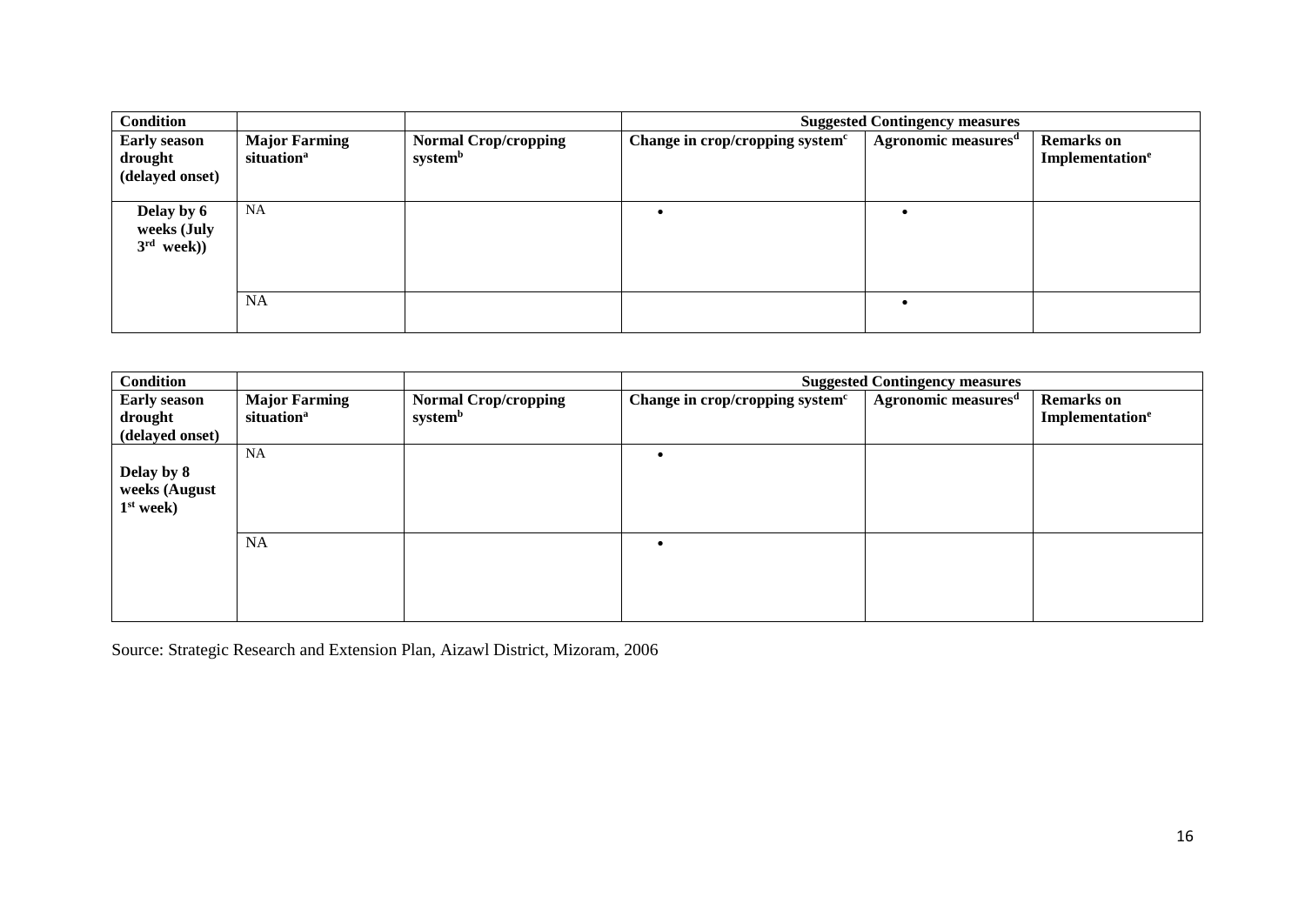| Condition | | | Suggested Contingency measures | | |
|---|---|---|---|---|---|
| **Early season drought (delayed onset)** | **Major Farming situation[a]** | **Normal Crop/cropping system[b]** | **Change in crop/cropping system[c]** | **Agronomic measures[d]** | **Remarks on Implementation[e]** |
| **Delay by 6 weeks (July 3rd week))** | NA | | • | • | |
| | NA | | | • | |

| Condition | | | Suggested Contingency measures | | |
|---|---|---|---|---|---|
| **Early season drought (delayed onset)** | **Major Farming situation[a]** | **Normal Crop/cropping system[b]** | **Change in crop/cropping system[c]** | **Agronomic measures[d]** | **Remarks on Implementation[e]** |
| **Delay by 8 weeks (August 1st week)** | NA | | • | | |
| | NA | | • | | |

Source: Strategic Research and Extension Plan, Aizawl District, Mizoram, 2006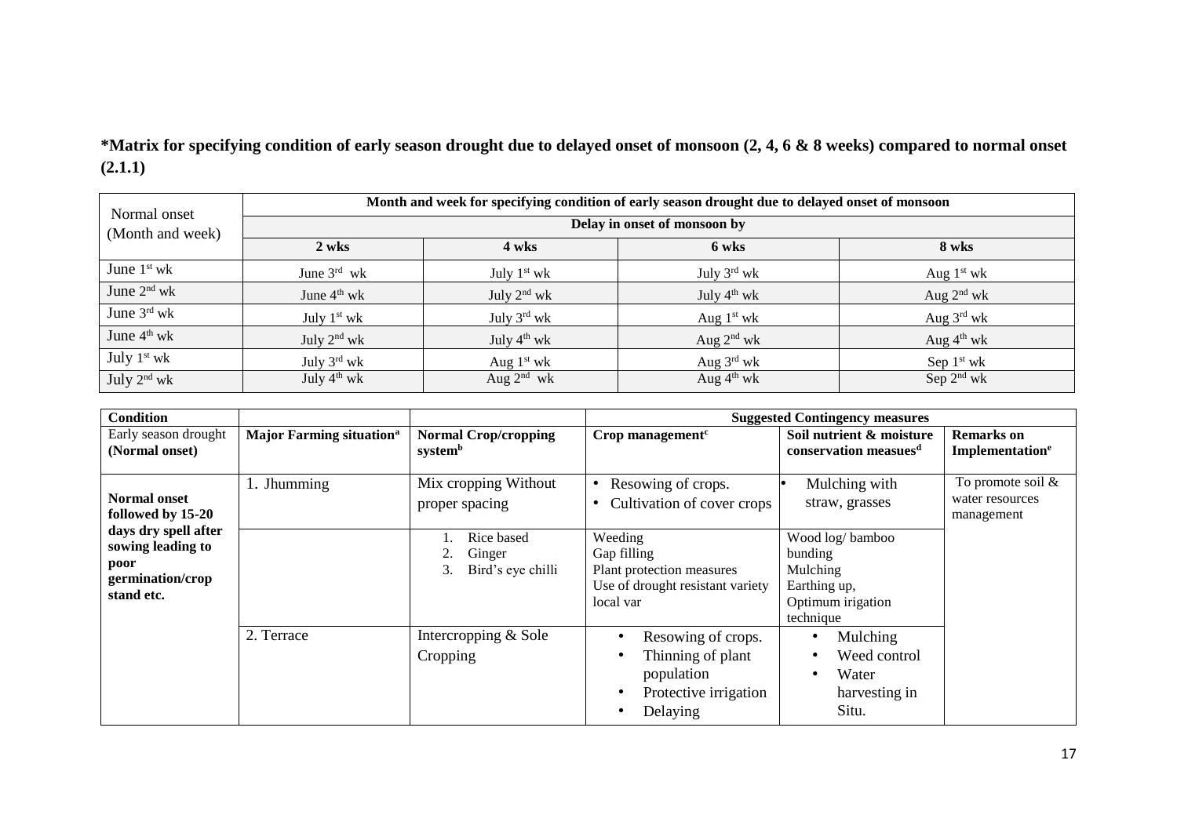**\*Matrix for specifying condition of early season drought due to delayed onset of monsoon (2, 4, 6 & 8 weeks) compared to normal onset (2.1.1)**

| Normal onset (Month and week) | Month and week for specifying condition of early season drought due to delayed onset of monsoon | | | |
|---|---|---|---|---|
| | Delay in onset of monsoon by | | | |
| | **2 wks** | **4 wks** | **6 wks** | **8 wks** |
| June 1st wk | June 3rd wk | July 1st wk | July 3rd wk | Aug 1st wk |
| June 2nd wk | June 4th wk | July 2nd wk | July 4th wk | Aug 2nd wk |
| June 3rd wk | July 1st wk | July 3rd wk | Aug 1st wk | Aug 3rd wk |
| June 4th wk | July 2nd wk | July 4th wk | Aug 2nd wk | Aug 4th wk |
| July 1st wk | July 3rd wk | Aug 1st wk | Aug 3rd wk | Sep 1st wk |
| July 2nd wk | July 4th wk | Aug 2nd wk | Aug 4th wk | Sep 2nd wk |

| **Condition** | | | **Suggested Contingency measures** | | |
|---|---|---|---|---|---|
| Early season drought **(Normal onset)** | **Major Farming situation[a]** | **Normal Crop/cropping system[b]** | **Crop management[c]** | **Soil nutrient & moisture conservation measues[d]** | **Remarks on Implementation[e]** |
| **Normal onset followed by 15-20 days dry spell after sowing leading to poor germination/crop stand etc.** | 1. Jhumming | Mix cropping Without proper spacing | • Resowing of crops.<br>• Cultivation of cover crops | • Mulching with straw, grasses | To promote soil & water resources management |
| | | 1. Rice based<br>2. Ginger<br>3. Bird's eye chilli | Weeding<br>Gap filling<br>Plant protection measures<br>Use of drought resistant variety local var | Wood log/ bamboo bunding<br>Mulching<br>Earthing up,<br>Optimum irigation technique | |
| | 2. Terrace | Intercropping & Sole Cropping | • Resowing of crops.<br>• Thinning of plant population<br>• Protective irrigation<br>• Delaying | • Mulching<br>• Weed control<br>• Water harvesting in Situ. | |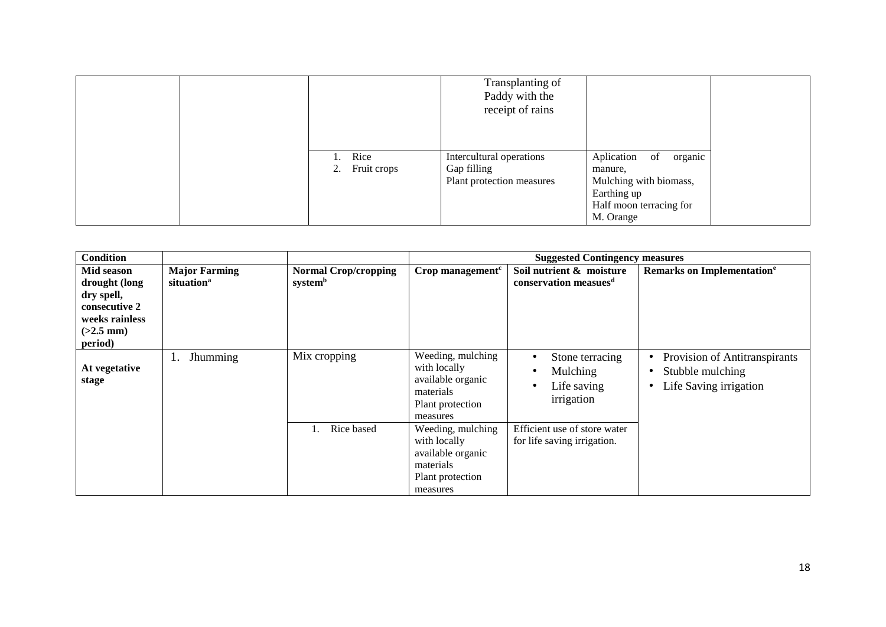| | | | Transplanting of Paddy with the receipt of rains | | |
|---|---|---|---|---|---|
| | | 1. Rice<br>2. Fruit crops | Intercultural operations<br>Gap filling<br>Plant protection measures | Aplication of organic manure,<br>Mulching with biomass,<br>Earthing up<br>Half moon terracing for M. Orange | |

| **Condition** | | | **Suggested Contingency measures** | | |
|---|---|---|---|---|---|
| **Mid season drought (long dry spell, consecutive 2 weeks rainless (>2.5 mm) period)** | **Major Farming situation[a]** | **Normal Crop/cropping system[b]** | **Crop management[c]** | **Soil nutrient & moisture conservation measues[d]** | **Remarks on Implementation[e]** |
| **At vegetative stage** | 1. Jhumming | Mix cropping | Weeding, mulching with locally available organic materials<br>Plant protection measures | • Stone terracing<br>• Mulching<br>• Life saving irrigation | • Provision of Antitranspirants<br>• Stubble mulching<br>• Life Saving irrigation |
| | | 1. Rice based | Weeding, mulching with locally available organic materials<br>Plant protection measures | Efficient use of store water for life saving irrigation. | |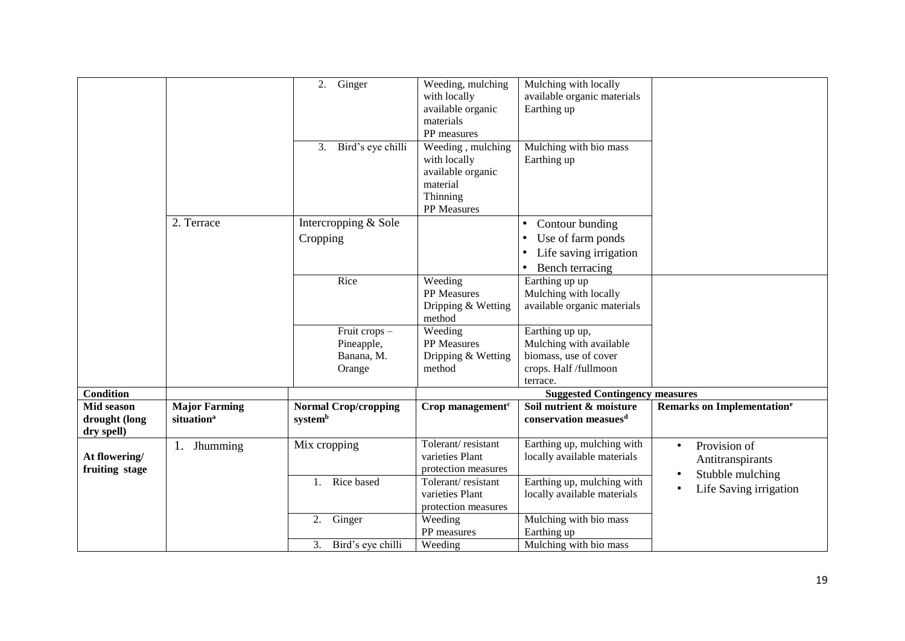| | | 2. Ginger | Weeding, mulching with locally available organic materials PP measures | Mulching with locally available organic materials Earthing up | |
|---|---|---|---|---|---|
| | | 3. Bird's eye chilli | Weeding , mulching with locally available organic material Thinning PP Measures | Mulching with bio mass Earthing up | |
| | 2. Terrace | Intercropping & Sole Cropping | | • Contour bunding • Use of farm ponds • Life saving irrigation • Bench terracing | |
| | | Rice | Weeding PP Measures Dripping & Wetting method | Earthing up up Mulching with locally available organic materials | |
| | | Fruit crops – Pineapple, Banana, M. Orange | Weeding PP Measures Dripping & Wetting method | Earthing up up, Mulching with available biomass, use of cover crops. Half /fullmoon terrace. | |
| **Condition** | | | **Suggested Contingency measures** | | |
| **Mid season drought (long dry spell)** | **Major Farming situation[a]** | **Normal Crop/cropping system[b]** | **Crop management[c]** | **Soil nutrient & moisture conservation measues[d]** | **Remarks on Implementation[e]** |
| **At flowering/ fruiting stage** | 1. Jhumming | Mix cropping | Tolerant/ resistant varieties Plant protection measures | Earthing up, mulching with locally available materials | • Provision of Antitranspirants • Stubble mulching • Life Saving irrigation |
| | | 1. Rice based | Tolerant/ resistant varieties Plant protection measures | Earthing up, mulching with locally available materials | |
| | | 2. Ginger | Weeding PP measures | Mulching with bio mass Earthing up | |
| | | 3. Bird's eye chilli | Weeding | Mulching with bio mass | |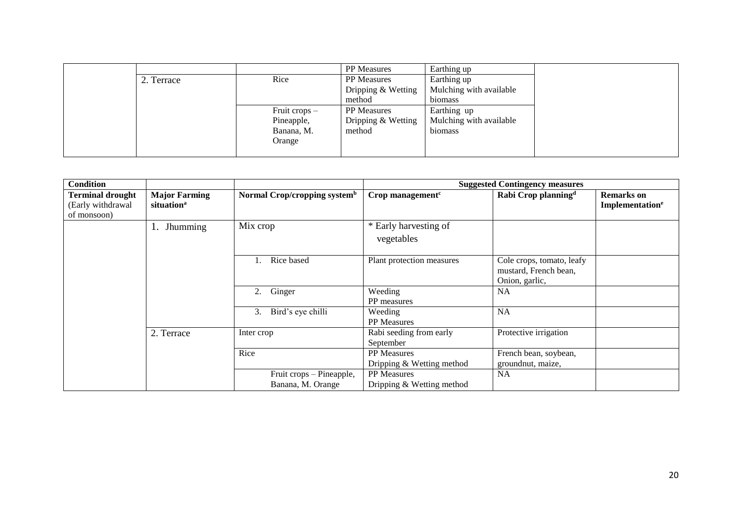| | | | | | |
|---|---|---|---|---|---|
| | | | PP Measures | Earthing up | |
| | 2. Terrace | Rice | PP Measures<br>Dripping & Wetting method | Earthing up<br>Mulching with available biomass | |
| | | Fruit crops – Pineapple, Banana, M. Orange | PP Measures<br>Dripping & Wetting method | Earthing up<br>Mulching with available biomass | |

| **Condition** | | | **Suggested Contingency measures** | | |
|---|---|---|---|---|---|
| **Terminal drought** (Early withdrawal of monsoon) | **Major Farming situation**[a] | **Normal Crop/cropping system**[b] | **Crop management**[c] | **Rabi Crop planning**[d] | **Remarks on Implementation**[e] |
| | 1. Jhumming | Mix crop | * Early harvesting of vegetables | | |
| | | 1. Rice based | Plant protection measures | Cole crops, tomato, leafy mustard, French bean, Onion, garlic, | |
| | | 2. Ginger | Weeding<br>PP measures | NA | |
| | | 3. Bird's eye chilli | Weeding<br>PP Measures | NA | |
| | 2. Terrace | Inter crop | Rabi seeding from early September | Protective irrigation | |
| | | Rice | PP Measures<br>Dripping & Wetting method | French bean, soybean, groundnut, maize, | |
| | | Fruit crops – Pineapple, Banana, M. Orange | PP Measures<br>Dripping & Wetting method | NA | |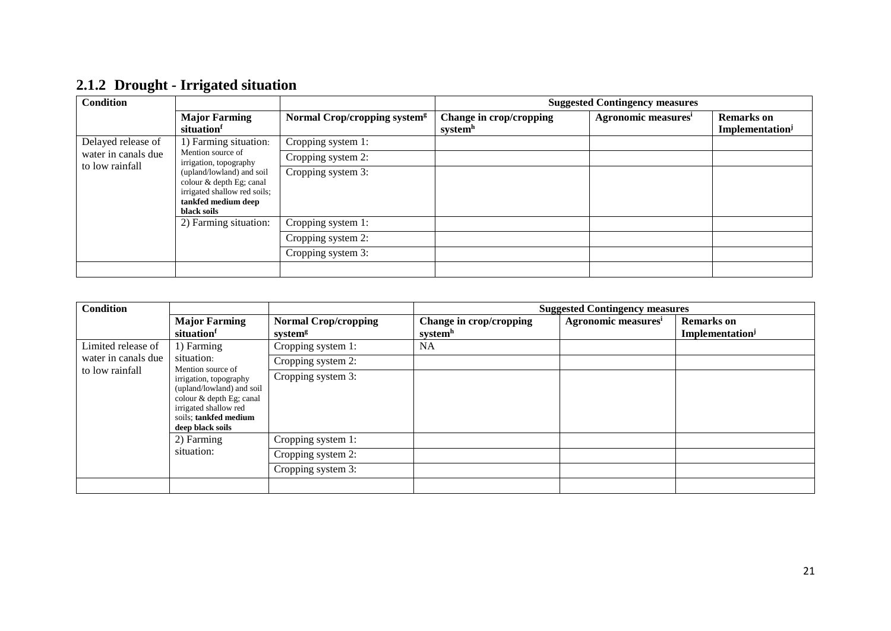## 2.1.2 Drought - Irrigated situation

| Condition | | | Suggested Contingency measures | | |
|---|---|---|---|---|---|
| | Major Farming situation[f] | Normal Crop/cropping system[g] | Change in crop/cropping system[h] | Agronomic measures[i] | Remarks on Implementation[j] |
| Delayed release of water in canals due to low rainfall | 1) Farming situation: Mention source of irrigation, topography (upland/lowland) and soil colour & depth Eg; canal irrigated shallow red soils; **tankfed medium deep black soils** | Cropping system 1: | | | |
| | | Cropping system 2: | | | |
| | | Cropping system 3: | | | |
| | 2) Farming situation: | Cropping system 1: | | | |
| | | Cropping system 2: | | | |
| | | Cropping system 3: | | | |
| | | | | | |

| Condition | | | Suggested Contingency measures | | |
|---|---|---|---|---|---|
| | Major Farming situation[f] | Normal Crop/cropping system[g] | Change in crop/cropping system[h] | Agronomic measures[i] | Remarks on Implementation[j] |
| Limited release of water in canals due to low rainfall | 1) Farming situation: Mention source of irrigation, topography (upland/lowland) and soil colour & depth Eg; canal irrigated shallow red soils; **tankfed medium deep black soils** | Cropping system 1: | NA | | |
| | | Cropping system 2: | | | |
| | | Cropping system 3: | | | |
| | 2) Farming situation: | Cropping system 1: | | | |
| | | Cropping system 2: | | | |
| | | Cropping system 3: | | | |
| | | | | | |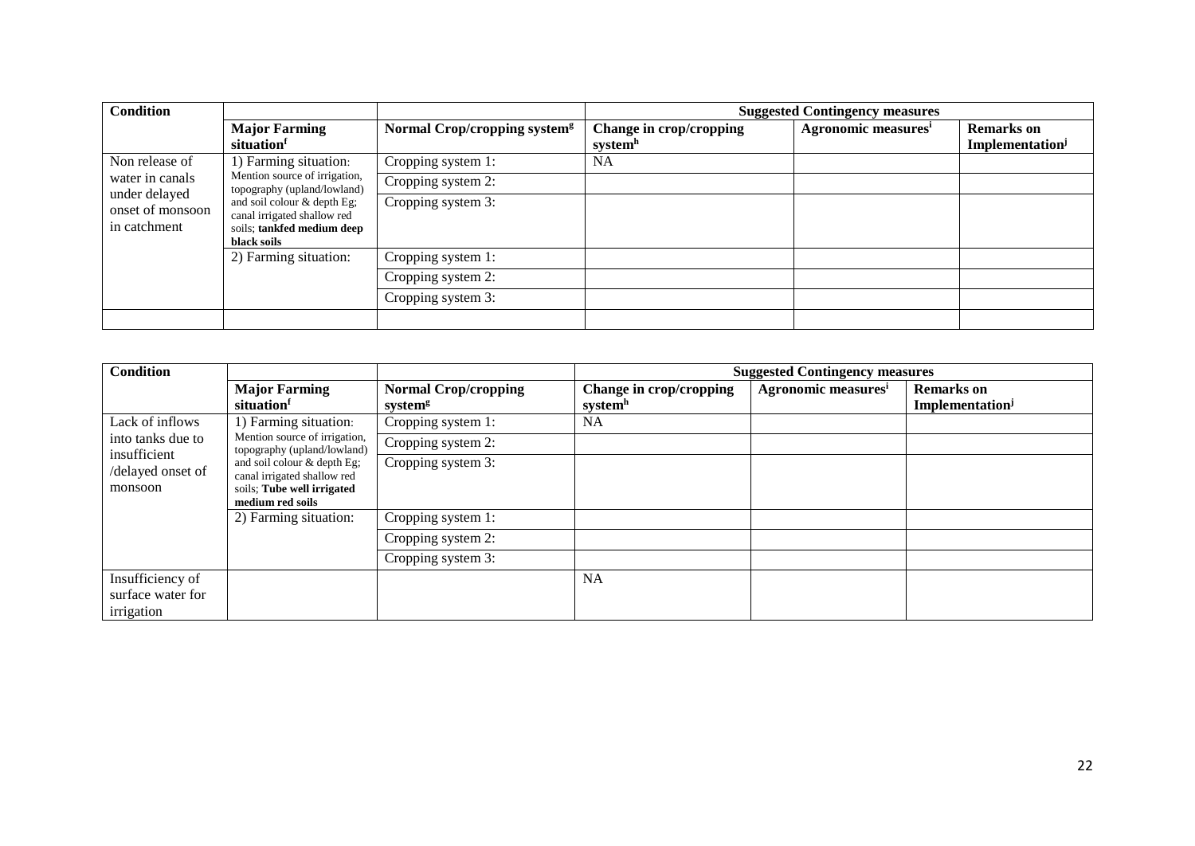| Condition | | | Suggested Contingency measures | | |
|---|---|---|---|---|---|
| | Major Farming situation[f] | Normal Crop/cropping system[g] | Change in crop/cropping system[h] | Agronomic measures[i] | Remarks on Implementation[j] |
| Non release of water in canals under delayed onset of monsoon in catchment | 1) Farming situation: Mention source of irrigation, topography (upland/lowland) and soil colour & depth Eg; canal irrigated shallow red soils; **tankfed medium deep black soils** | Cropping system 1: | NA | | |
| | | Cropping system 2: | | | |
| | | Cropping system 3: | | | |
| | 2) Farming situation: | Cropping system 1: | | | |
| | | Cropping system 2: | | | |
| | | Cropping system 3: | | | |
| | | | | | |

| Condition | | | Suggested Contingency measures | | |
|---|---|---|---|---|---|
| | Major Farming situation[f] | Normal Crop/cropping system[g] | Change in crop/cropping system[h] | Agronomic measures[i] | Remarks on Implementation[j] |
| Lack of inflows into tanks due to insufficient /delayed onset of monsoon | 1) Farming situation: Mention source of irrigation, topography (upland/lowland) and soil colour & depth Eg; canal irrigated shallow red soils; **Tube well irrigated medium red soils** | Cropping system 1: | NA | | |
| | | Cropping system 2: | | | |
| | | Cropping system 3: | | | |
| | 2) Farming situation: | Cropping system 1: | | | |
| | | Cropping system 2: | | | |
| | | Cropping system 3: | | | |
| Insufficiency of surface water for irrigation | | | NA | | |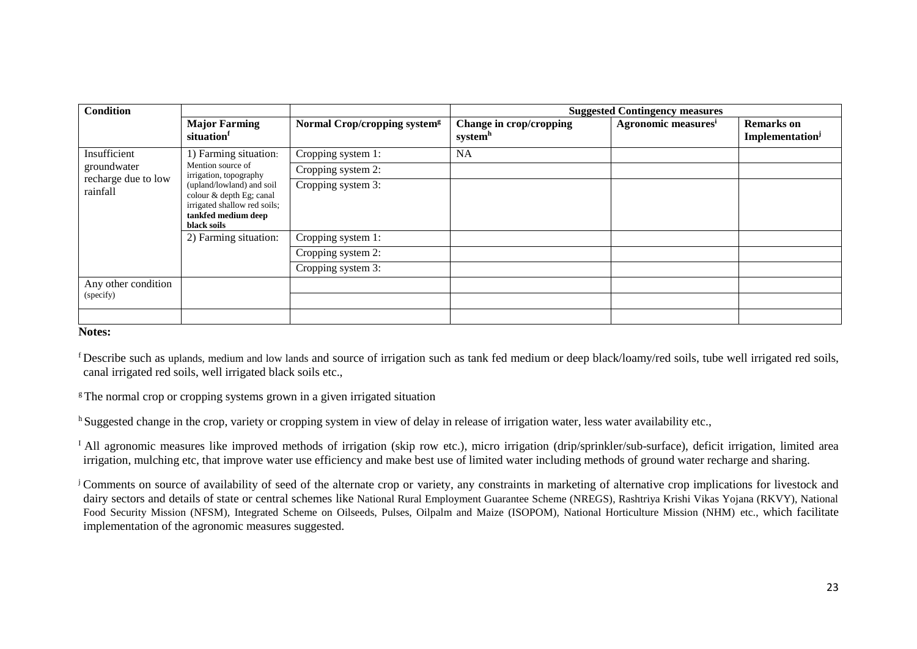| Condition | | | Suggested Contingency measures | | |
|---|---|---|---|---|---|
| | Major Farming situation[f] | Normal Crop/cropping system[g] | Change in crop/cropping system[h] | Agronomic measures[i] | Remarks on Implementation[j] |
| Insufficient groundwater recharge due to low rainfall | 1) Farming situation: Mention source of irrigation, topography (upland/lowland) and soil colour & depth Eg; canal irrigated shallow red soils; **tankfed medium deep black soils** | Cropping system 1: | NA | | |
| | | Cropping system 2: | | | |
| | | Cropping system 3: | | | |
| | 2) Farming situation: | Cropping system 1: | | | |
| | | Cropping system 2: | | | |
| | | Cropping system 3: | | | |
| Any other condition (specify) | | | | | |
| | | | | | |
| | | | | | |

**Notes:**

[f] Describe such as uplands, medium and low lands and source of irrigation such as tank fed medium or deep black/loamy/red soils, tube well irrigated red soils, canal irrigated red soils, well irrigated black soils etc.,

[g] The normal crop or cropping systems grown in a given irrigated situation

[h] Suggested change in the crop, variety or cropping system in view of delay in release of irrigation water, less water availability etc.,

[I] All agronomic measures like improved methods of irrigation (skip row etc.), micro irrigation (drip/sprinkler/sub-surface), deficit irrigation, limited area irrigation, mulching etc, that improve water use efficiency and make best use of limited water including methods of ground water recharge and sharing.

[j] Comments on source of availability of seed of the alternate crop or variety, any constraints in marketing of alternative crop implications for livestock and dairy sectors and details of state or central schemes like National Rural Employment Guarantee Scheme (NREGS), Rashtriya Krishi Vikas Yojana (RKVY), National Food Security Mission (NFSM), Integrated Scheme on Oilseeds, Pulses, Oilpalm and Maize (ISOPOM), National Horticulture Mission (NHM) etc., which facilitate implementation of the agronomic measures suggested.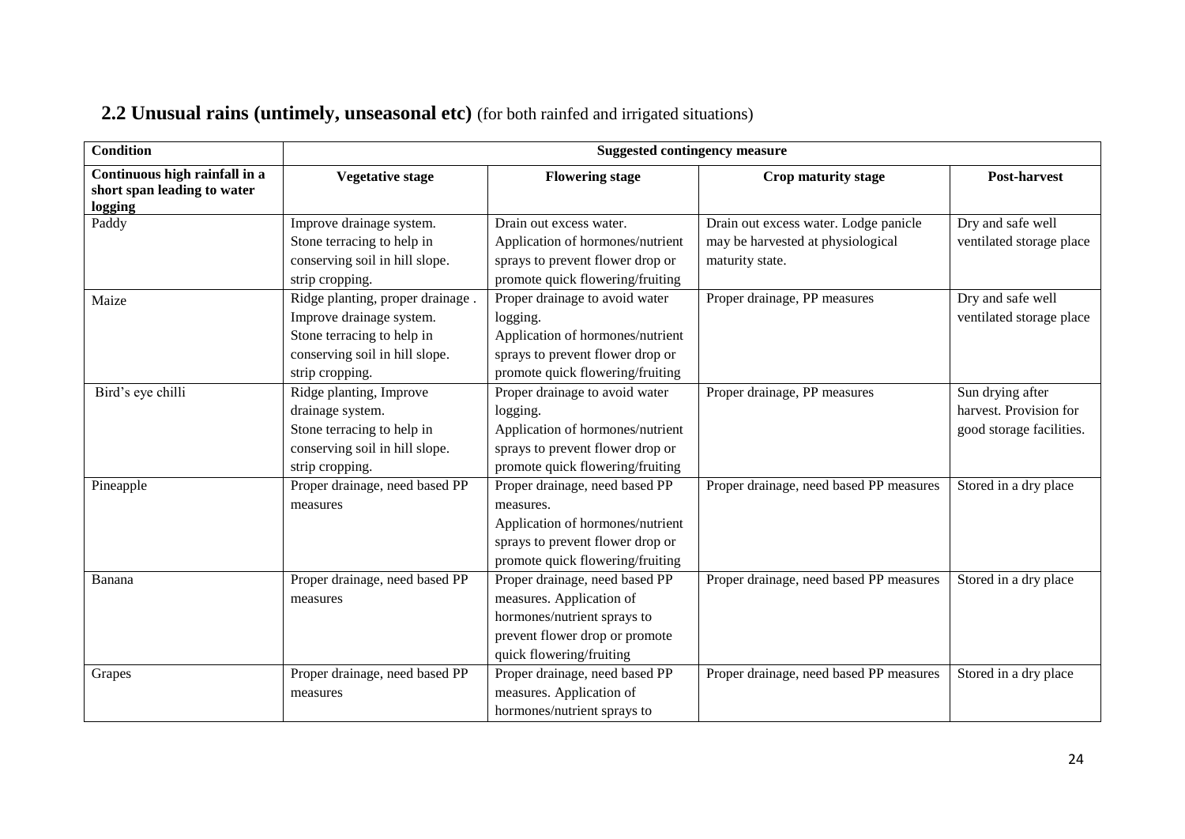## 2.2 Unusual rains (untimely, unseasonal etc) (for both rainfed and irrigated situations)

| Condition | Suggested contingency measure | | | |
|---|---|---|---|---|
| **Continuous high rainfall in a short span leading to water logging** | **Vegetative stage** | **Flowering stage** | **Crop maturity stage** | **Post-harvest** |
| Paddy | Improve drainage system. Stone terracing to help in conserving soil in hill slope. strip cropping. | Drain out excess water. Application of hormones/nutrient sprays to prevent flower drop or promote quick flowering/fruiting | Drain out excess water. Lodge panicle may be harvested at physiological maturity state. | Dry and safe well ventilated storage place |
| Maize | Ridge planting, proper drainage . Improve drainage system. Stone terracing to help in conserving soil in hill slope. strip cropping. | Proper drainage to avoid water logging. Application of hormones/nutrient sprays to prevent flower drop or promote quick flowering/fruiting | Proper drainage, PP measures | Dry and safe well ventilated storage place |
| Bird's eye chilli | Ridge planting, Improve drainage system. Stone terracing to help in conserving soil in hill slope. strip cropping. | Proper drainage to avoid water logging. Application of hormones/nutrient sprays to prevent flower drop or promote quick flowering/fruiting | Proper drainage, PP measures | Sun drying after harvest. Provision for good storage facilities. |
| Pineapple | Proper drainage, need based PP measures | Proper drainage, need based PP measures. Application of hormones/nutrient sprays to prevent flower drop or promote quick flowering/fruiting | Proper drainage, need based PP measures | Stored in a dry place |
| Banana | Proper drainage, need based PP measures | Proper drainage, need based PP measures. Application of hormones/nutrient sprays to prevent flower drop or promote quick flowering/fruiting | Proper drainage, need based PP measures | Stored in a dry place |
| Grapes | Proper drainage, need based PP measures | Proper drainage, need based PP measures. Application of hormones/nutrient sprays to | Proper drainage, need based PP measures | Stored in a dry place |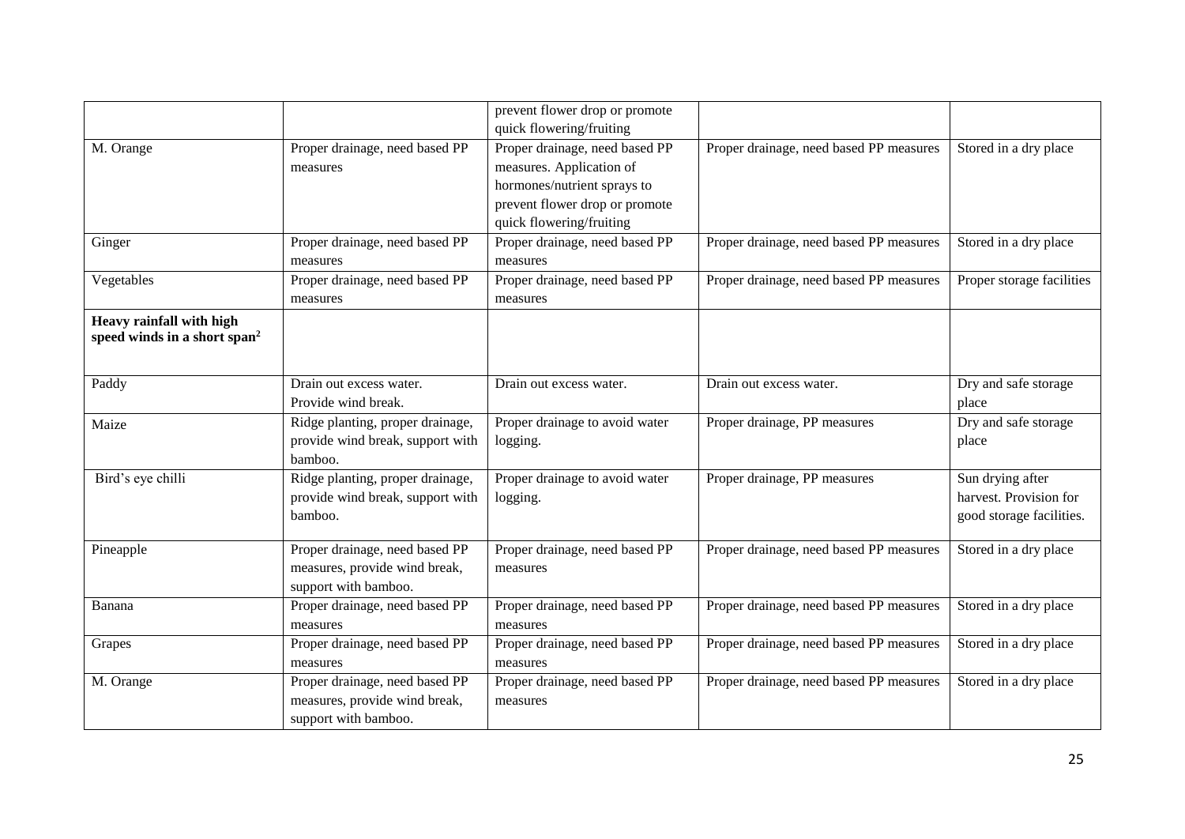| | | | | |
|---|---|---|---|---|
| | | prevent flower drop or promote quick flowering/fruiting | | |
| M. Orange | Proper drainage, need based PP measures | Proper drainage, need based PP measures. Application of hormones/nutrient sprays to prevent flower drop or promote quick flowering/fruiting | Proper drainage, need based PP measures | Stored in a dry place |
| Ginger | Proper drainage, need based PP measures | Proper drainage, need based PP measures | Proper drainage, need based PP measures | Stored in a dry place |
| Vegetables | Proper drainage, need based PP measures | Proper drainage, need based PP measures | Proper drainage, need based PP measures | Proper storage facilities |
| **Heavy rainfall with high speed winds in a short span**[2] | | | | |
| Paddy | Drain out excess water. Provide wind break. | Drain out excess water. | Drain out excess water. | Dry and safe storage place |
| Maize | Ridge planting, proper drainage, provide wind break, support with bamboo. | Proper drainage to avoid water logging. | Proper drainage, PP measures | Dry and safe storage place |
| Bird's eye chilli | Ridge planting, proper drainage, provide wind break, support with bamboo. | Proper drainage to avoid water logging. | Proper drainage, PP measures | Sun drying after harvest. Provision for good storage facilities. |
| Pineapple | Proper drainage, need based PP measures, provide wind break, support with bamboo. | Proper drainage, need based PP measures | Proper drainage, need based PP measures | Stored in a dry place |
| Banana | Proper drainage, need based PP measures | Proper drainage, need based PP measures | Proper drainage, need based PP measures | Stored in a dry place |
| Grapes | Proper drainage, need based PP measures | Proper drainage, need based PP measures | Proper drainage, need based PP measures | Stored in a dry place |
| M. Orange | Proper drainage, need based PP measures, provide wind break, support with bamboo. | Proper drainage, need based PP measures | Proper drainage, need based PP measures | Stored in a dry place |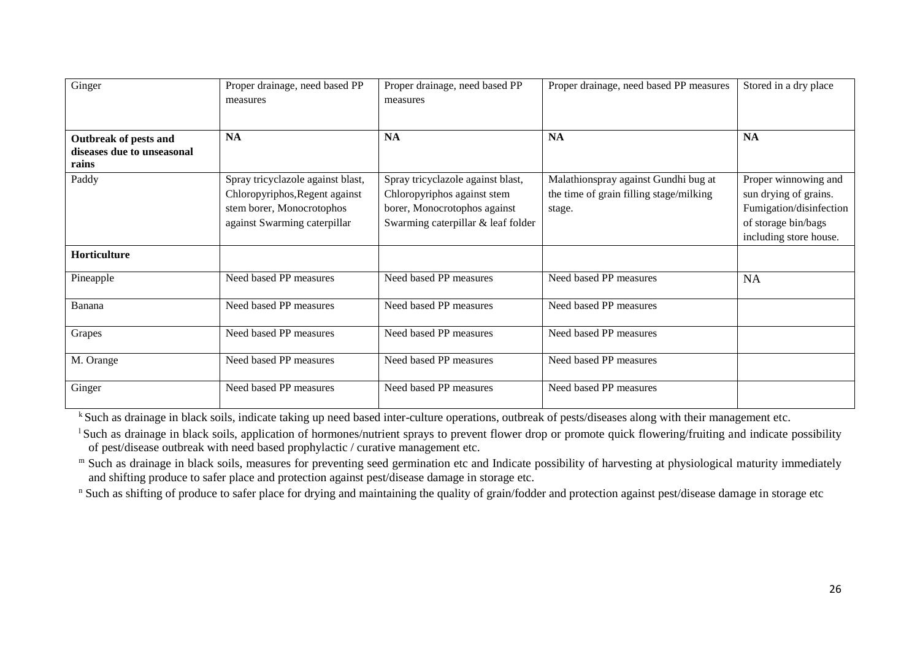| Ginger | Proper drainage, need based PP measures | Proper drainage, need based PP measures | Proper drainage, need based PP measures | Stored in a dry place |
|---|---|---|---|---|
| **Outbreak of pests and diseases due to unseasonal rains** | **NA** | **NA** | **NA** | **NA** |
| Paddy | Spray tricyclazole against blast, Chloropyriphos,Regent against stem borer, Monocrotophos against Swarming caterpillar | Spray tricyclazole against blast, Chloropyriphos against stem borer, Monocrotophos against Swarming caterpillar & leaf folder | Malathionspray against Gundhi bug at the time of grain filling stage/milking stage. | Proper winnowing and sun drying of grains. Fumigation/disinfection of storage bin/bags including store house. |
| **Horticulture** | | | | |
| Pineapple | Need based PP measures | Need based PP measures | Need based PP measures | NA |
| Banana | Need based PP measures | Need based PP measures | Need based PP measures | |
| Grapes | Need based PP measures | Need based PP measures | Need based PP measures | |
| M. Orange | Need based PP measures | Need based PP measures | Need based PP measures | |
| Ginger | Need based PP measures | Need based PP measures | Need based PP measures | |

[k] Such as drainage in black soils, indicate taking up need based inter-culture operations, outbreak of pests/diseases along with their management etc.

[l] Such as drainage in black soils, application of hormones/nutrient sprays to prevent flower drop or promote quick flowering/fruiting and indicate possibility of pest/disease outbreak with need based prophylactic / curative management etc.

[m] Such as drainage in black soils, measures for preventing seed germination etc and Indicate possibility of harvesting at physiological maturity immediately and shifting produce to safer place and protection against pest/disease damage in storage etc.

[n] Such as shifting of produce to safer place for drying and maintaining the quality of grain/fodder and protection against pest/disease damage in storage etc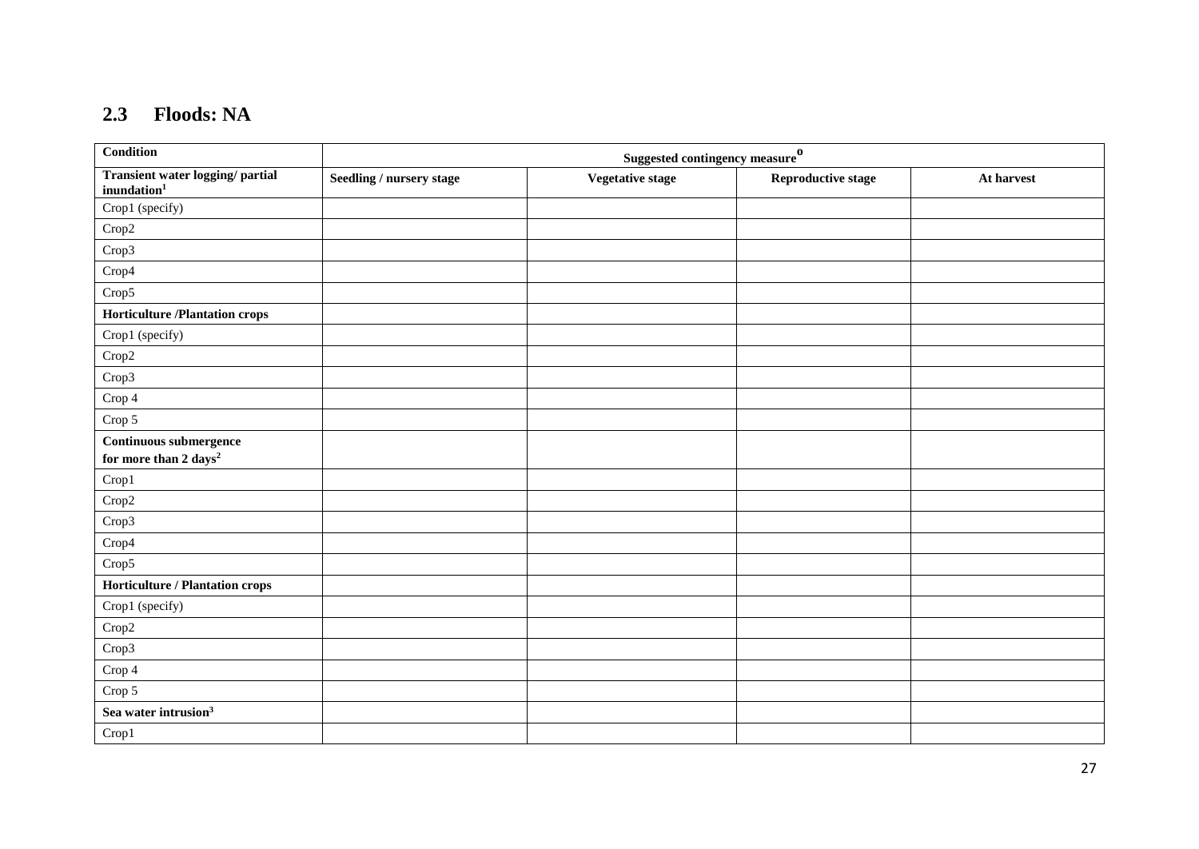## 2.3 Floods: NA

| Condition | Suggested contingency measure[o] | | | |
|---|---|---|---|---|
| **Transient water logging/ partial inundation[1]** | **Seedling / nursery stage** | **Vegetative stage** | **Reproductive stage** | **At harvest** |
| Crop1 (specify) | | | | |
| Crop2 | | | | |
| Crop3 | | | | |
| Crop4 | | | | |
| Crop5 | | | | |
| **Horticulture /Plantation crops** | | | | |
| Crop1 (specify) | | | | |
| Crop2 | | | | |
| Crop3 | | | | |
| Crop 4 | | | | |
| Crop 5 | | | | |
| **Continuous submergence for more than 2 days[2]** | | | | |
| Crop1 | | | | |
| Crop2 | | | | |
| Crop3 | | | | |
| Crop4 | | | | |
| Crop5 | | | | |
| **Horticulture / Plantation crops** | | | | |
| Crop1 (specify) | | | | |
| Crop2 | | | | |
| Crop3 | | | | |
| Crop 4 | | | | |
| Crop 5 | | | | |
| **Sea water intrusion[3]** | | | | |
| Crop1 | | | | |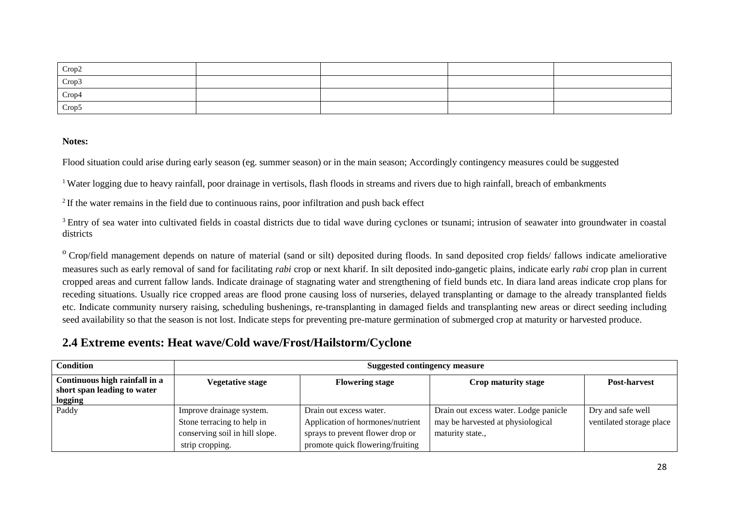| | | | | |
|---|---|---|---|---|
| Crop2 | | | | |
| Crop3 | | | | |
| Crop4 | | | | |
| Crop5 | | | | |

**Notes:**

Flood situation could arise during early season (eg. summer season) or in the main season; Accordingly contingency measures could be suggested

[1] Water logging due to heavy rainfall, poor drainage in vertisols, flash floods in streams and rivers due to high rainfall, breach of embankments

[2] If the water remains in the field due to continuous rains, poor infiltration and push back effect

[3] Entry of sea water into cultivated fields in coastal districts due to tidal wave during cyclones or tsunami; intrusion of seawater into groundwater in coastal districts

[o] Crop/field management depends on nature of material (sand or silt) deposited during floods. In sand deposited crop fields/ fallows indicate ameliorative measures such as early removal of sand for facilitating *rabi* crop or next kharif. In silt deposited indo-gangetic plains, indicate early *rabi* crop plan in current cropped areas and current fallow lands. Indicate drainage of stagnating water and strengthening of field bunds etc. In diara land areas indicate crop plans for receding situations. Usually rice cropped areas are flood prone causing loss of nurseries, delayed transplanting or damage to the already transplanted fields etc. Indicate community nursery raising, scheduling bushenings, re-transplanting in damaged fields and transplanting new areas or direct seeding including seed availability so that the season is not lost. Indicate steps for preventing pre-mature germination of submerged crop at maturity or harvested produce.

## 2.4 Extreme events: Heat wave/Cold wave/Frost/Hailstorm/Cyclone

| **Condition** | **Suggested contingency measure** | | | |
|---|---|---|---|---|
| **Continuous high rainfall in a short span leading to water logging** | **Vegetative stage** | **Flowering stage** | **Crop maturity stage** | **Post-harvest** |
| Paddy | Improve drainage system. Stone terracing to help in conserving soil in hill slope. strip cropping. | Drain out excess water. Application of hormones/nutrient sprays to prevent flower drop or promote quick flowering/fruiting | Drain out excess water. Lodge panicle may be harvested at physiological maturity state., | Dry and safe well ventilated storage place |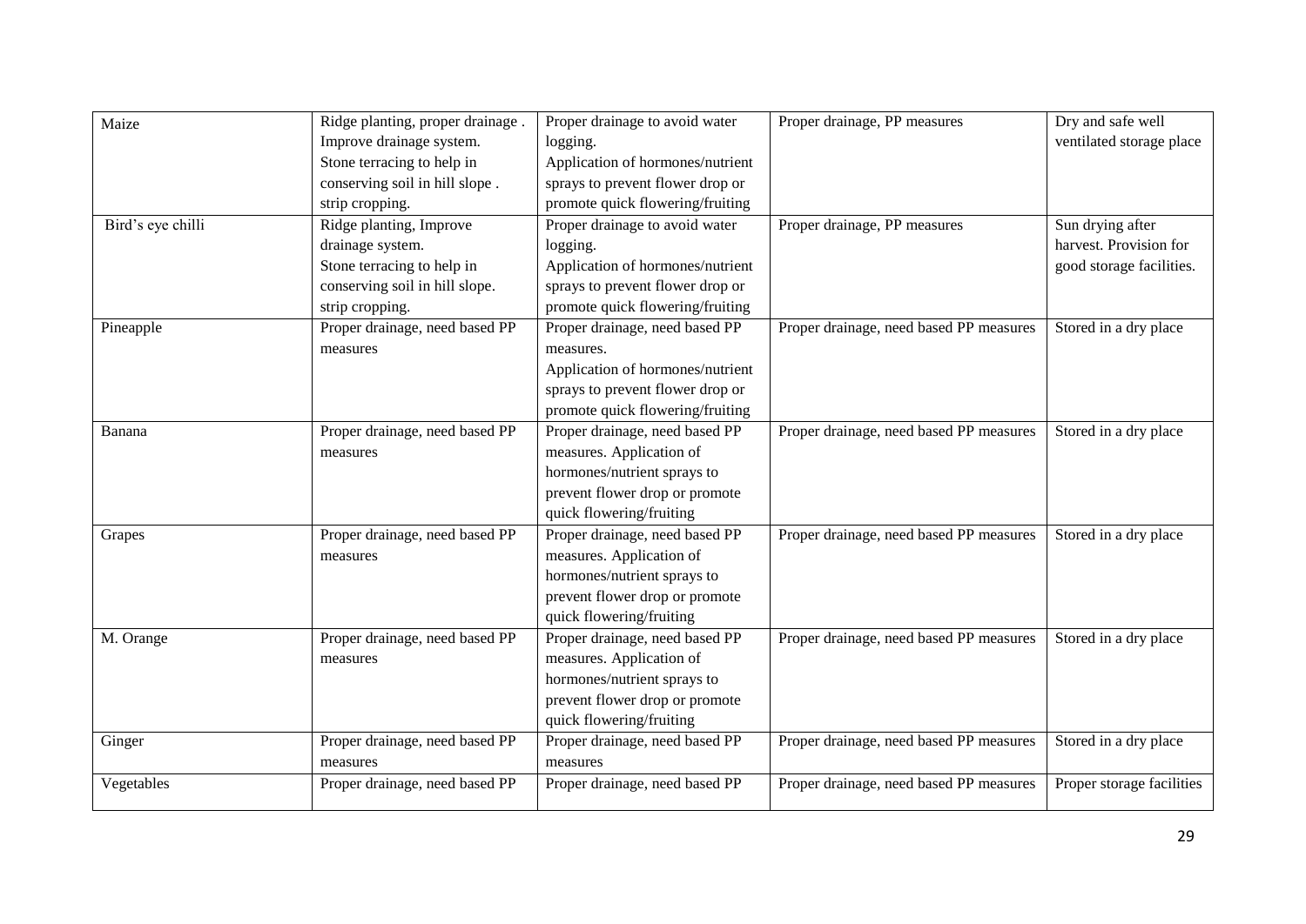| Maize | Ridge planting, proper drainage . Improve drainage system. Stone terracing to help in conserving soil in hill slope . strip cropping. | Proper drainage to avoid water logging. Application of hormones/nutrient sprays to prevent flower drop or promote quick flowering/fruiting | Proper drainage, PP measures | Dry and safe well ventilated storage place |
|---|---|---|---|---|
| Bird's eye chilli | Ridge planting, Improve drainage system. Stone terracing to help in conserving soil in hill slope. strip cropping. | Proper drainage to avoid water logging. Application of hormones/nutrient sprays to prevent flower drop or promote quick flowering/fruiting | Proper drainage, PP measures | Sun drying after harvest. Provision for good storage facilities. |
| Pineapple | Proper drainage, need based PP measures | Proper drainage, need based PP measures. Application of hormones/nutrient sprays to prevent flower drop or promote quick flowering/fruiting | Proper drainage, need based PP measures | Stored in a dry place |
| Banana | Proper drainage, need based PP measures | Proper drainage, need based PP measures. Application of hormones/nutrient sprays to prevent flower drop or promote quick flowering/fruiting | Proper drainage, need based PP measures | Stored in a dry place |
| Grapes | Proper drainage, need based PP measures | Proper drainage, need based PP measures. Application of hormones/nutrient sprays to prevent flower drop or promote quick flowering/fruiting | Proper drainage, need based PP measures | Stored in a dry place |
| M. Orange | Proper drainage, need based PP measures | Proper drainage, need based PP measures. Application of hormones/nutrient sprays to prevent flower drop or promote quick flowering/fruiting | Proper drainage, need based PP measures | Stored in a dry place |
| Ginger | Proper drainage, need based PP measures | Proper drainage, need based PP measures | Proper drainage, need based PP measures | Stored in a dry place |
| Vegetables | Proper drainage, need based PP | Proper drainage, need based PP | Proper drainage, need based PP measures | Proper storage facilities |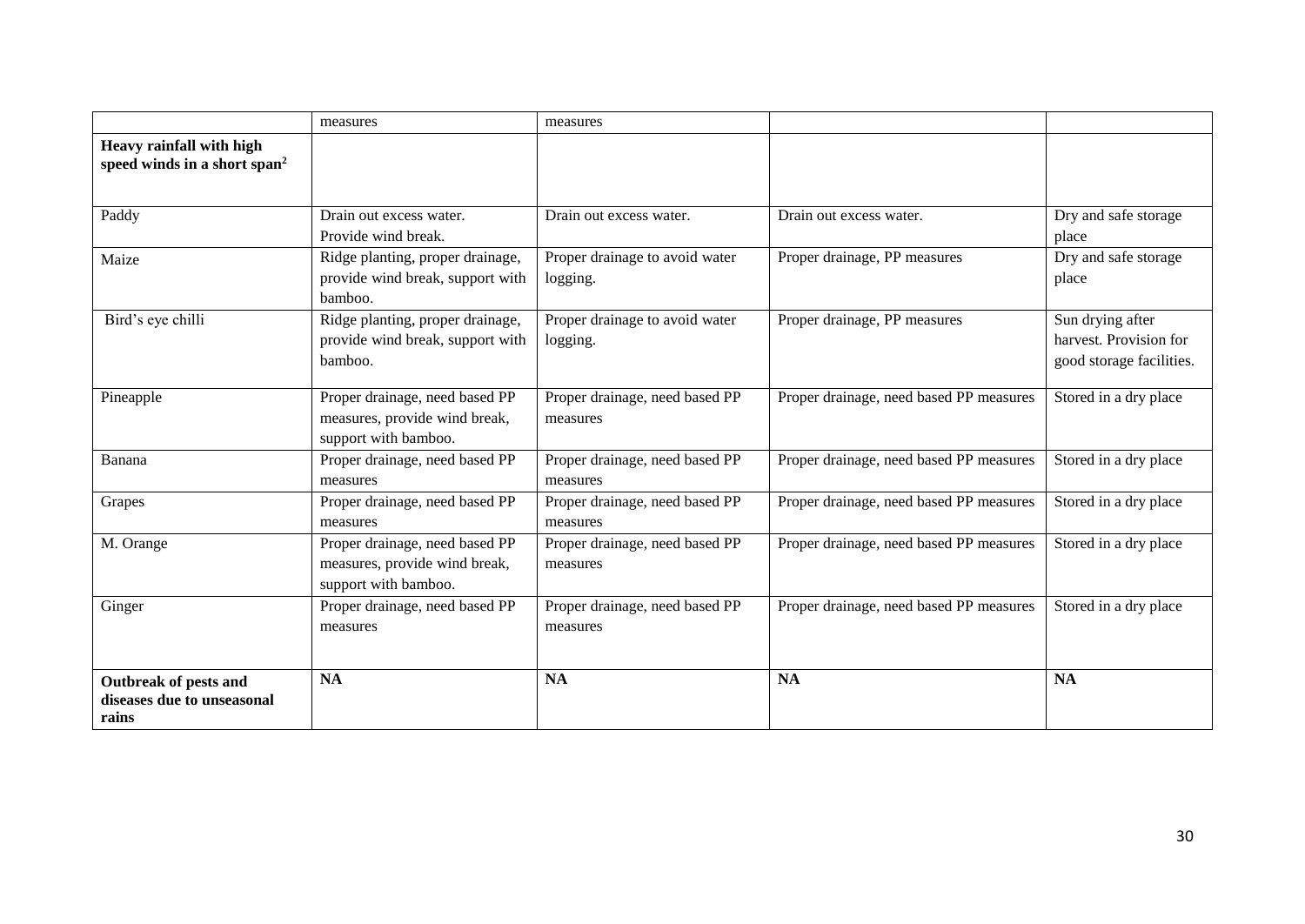| | measures | measures | | |
|---|---|---|---|---|
| **Heavy rainfall with high speed winds in a short span[2]** | | | | |
| Paddy | Drain out excess water. Provide wind break. | Drain out excess water. | Drain out excess water. | Dry and safe storage place |
| Maize | Ridge planting, proper drainage, provide wind break, support with bamboo. | Proper drainage to avoid water logging. | Proper drainage, PP measures | Dry and safe storage place |
| Bird's eye chilli | Ridge planting, proper drainage, provide wind break, support with bamboo. | Proper drainage to avoid water logging. | Proper drainage, PP measures | Sun drying after harvest. Provision for good storage facilities. |
| Pineapple | Proper drainage, need based PP measures, provide wind break, support with bamboo. | Proper drainage, need based PP measures | Proper drainage, need based PP measures | Stored in a dry place |
| Banana | Proper drainage, need based PP measures | Proper drainage, need based PP measures | Proper drainage, need based PP measures | Stored in a dry place |
| Grapes | Proper drainage, need based PP measures | Proper drainage, need based PP measures | Proper drainage, need based PP measures | Stored in a dry place |
| M. Orange | Proper drainage, need based PP measures, provide wind break, support with bamboo. | Proper drainage, need based PP measures | Proper drainage, need based PP measures | Stored in a dry place |
| Ginger | Proper drainage, need based PP measures | Proper drainage, need based PP measures | Proper drainage, need based PP measures | Stored in a dry place |
| **Outbreak of pests and diseases due to unseasonal rains** | **NA** | **NA** | **NA** | **NA** |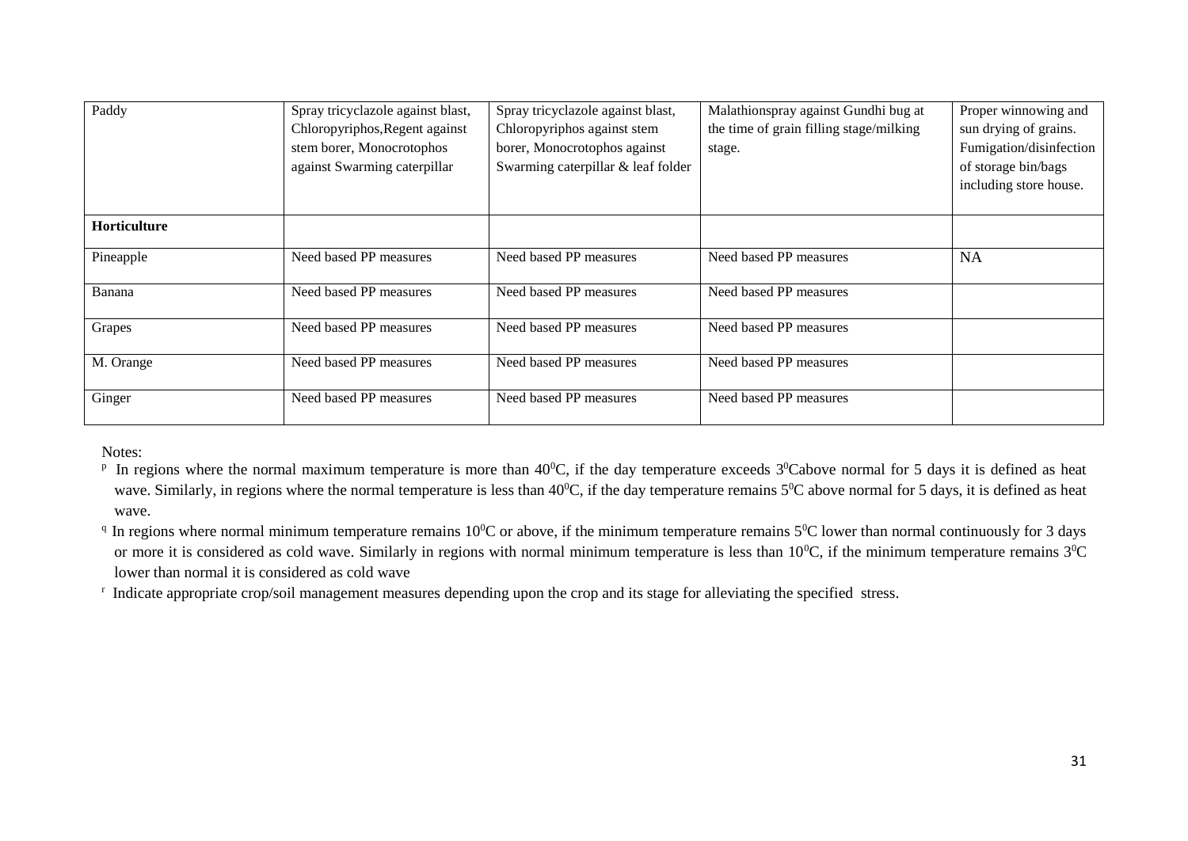| Paddy | Spray tricyclazole against blast, Chloropyriphos,Regent against stem borer, Monocrotophos against Swarming caterpillar | Spray tricyclazole against blast, Chloropyriphos against stem borer, Monocrotophos against Swarming caterpillar & leaf folder | Malathionspray against Gundhi bug at the time of grain filling stage/milking stage. | Proper winnowing and sun drying of grains. Fumigation/disinfection of storage bin/bags including store house. |
|---|---|---|---|---|
| **Horticulture** | | | | |
| Pineapple | Need based PP measures | Need based PP measures | Need based PP measures | NA |
| Banana | Need based PP measures | Need based PP measures | Need based PP measures | |
| Grapes | Need based PP measures | Need based PP measures | Need based PP measures | |
| M. Orange | Need based PP measures | Need based PP measures | Need based PP measures | |
| Ginger | Need based PP measures | Need based PP measures | Need based PP measures | |

Notes:

[p] In regions where the normal maximum temperature is more than $40^0$C, if the day temperature exceeds $3^0$Cabove normal for 5 days it is defined as heat wave. Similarly, in regions where the normal temperature is less than $40^0$C, if the day temperature remains $5^0$C above normal for 5 days, it is defined as heat wave.

[q] In regions where normal minimum temperature remains $10^0$C or above, if the minimum temperature remains $5^0$C lower than normal continuously for 3 days or more it is considered as cold wave. Similarly in regions with normal minimum temperature is less than $10^0$C, if the minimum temperature remains $3^0$C lower than normal it is considered as cold wave

[r] Indicate appropriate crop/soil management measures depending upon the crop and its stage for alleviating the specified stress.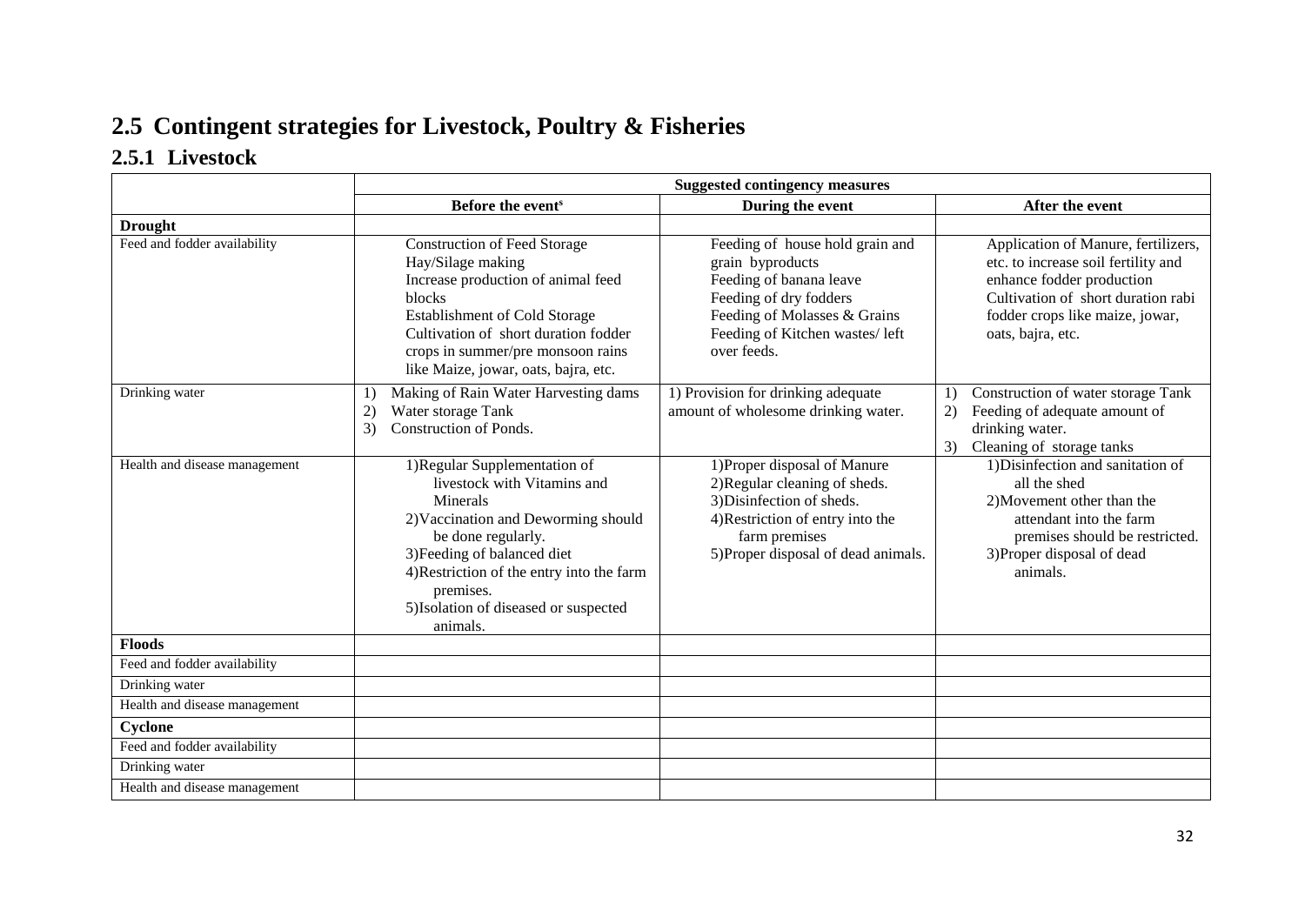## 2.5 Contingent strategies for Livestock, Poultry & Fisheries

### 2.5.1 Livestock

| | Suggested contingency measures | | |
|---|---|---|---|
| | **Before the event[s]** | **During the event** | **After the event** |
| **Drought** | | | |
| Feed and fodder availability | Construction of Feed Storage<br>Hay/Silage making<br>Increase production of animal feed blocks<br>Establishment of Cold Storage<br>Cultivation of short duration fodder crops in summer/pre monsoon rains like Maize, jowar, oats, bajra, etc. | Feeding of house hold grain and grain byproducts<br>Feeding of banana leave<br>Feeding of dry fodders<br>Feeding of Molasses & Grains<br>Feeding of Kitchen wastes/ left over feeds. | Application of Manure, fertilizers, etc. to increase soil fertility and enhance fodder production<br>Cultivation of short duration rabi fodder crops like maize, jowar, oats, bajra, etc. |
| Drinking water | 1) Making of Rain Water Harvesting dams<br>2) Water storage Tank<br>3) Construction of Ponds. | 1) Provision for drinking adequate amount of wholesome drinking water. | 1) Construction of water storage Tank<br>2) Feeding of adequate amount of drinking water.<br>3) Cleaning of storage tanks |
| Health and disease management | 1)Regular Supplementation of livestock with Vitamins and Minerals<br>2)Vaccination and Deworming should be done regularly.<br>3)Feeding of balanced diet<br>4)Restriction of the entry into the farm premises.<br>5)Isolation of diseased or suspected animals. | 1)Proper disposal of Manure<br>2)Regular cleaning of sheds.<br>3)Disinfection of sheds.<br>4)Restriction of entry into the farm premises<br>5)Proper disposal of dead animals. | 1)Disinfection and sanitation of all the shed<br>2)Movement other than the attendant into the farm premises should be restricted.<br>3)Proper disposal of dead animals. |
| **Floods** | | | |
| Feed and fodder availability | | | |
| Drinking water | | | |
| Health and disease management | | | |
| **Cyclone** | | | |
| Feed and fodder availability | | | |
| Drinking water | | | |
| Health and disease management | | | |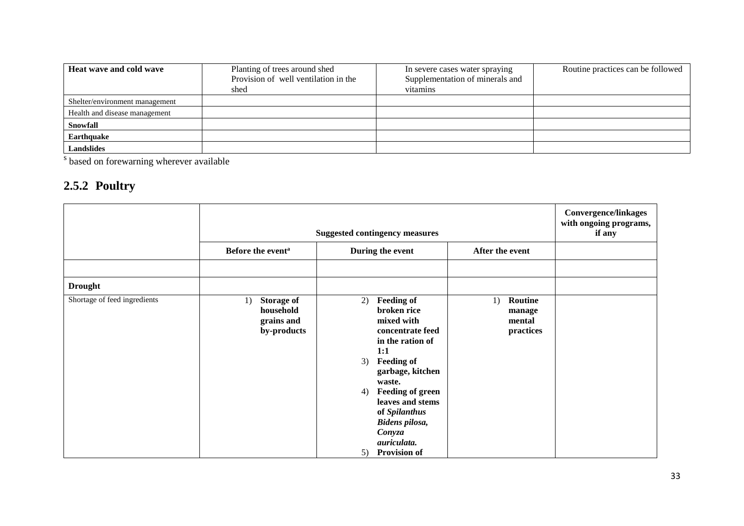| Heat wave and cold wave | Planting of trees around shed<br>Provision of well ventilation in the shed | In severe cases water spraying<br>Supplementation of minerals and vitamins | Routine practices can be followed |
|---|---|---|---|
| Shelter/environment management | | | |
| Health and disease management | | | |
| **Snowfall** | | | |
| **Earthquake** | | | |
| **Landslides** | | | |

[s] based on forewarning wherever available

## 2.5.2 Poultry

| | Suggested contingency measures | | | Convergence/linkages with ongoing programs, if any |
|---|---|---|---|---|
| | **Before the event[a]** | **During the event** | **After the event** | |
| | | | | |
| **Drought** | | | | |
| Shortage of feed ingredients | 1) **Storage of household grains and by-products** | 2) **Feeding of broken rice mixed with concentrate feed in the ration of 1:1**<br>3) **Feeding of garbage, kitchen waste.**<br>4) **Feeding of green leaves and stems of *Spilanthus Bidens pilosa, Conyza auriculata.***<br>5) **Provision of** | 1) **Routine manage mental practices** | |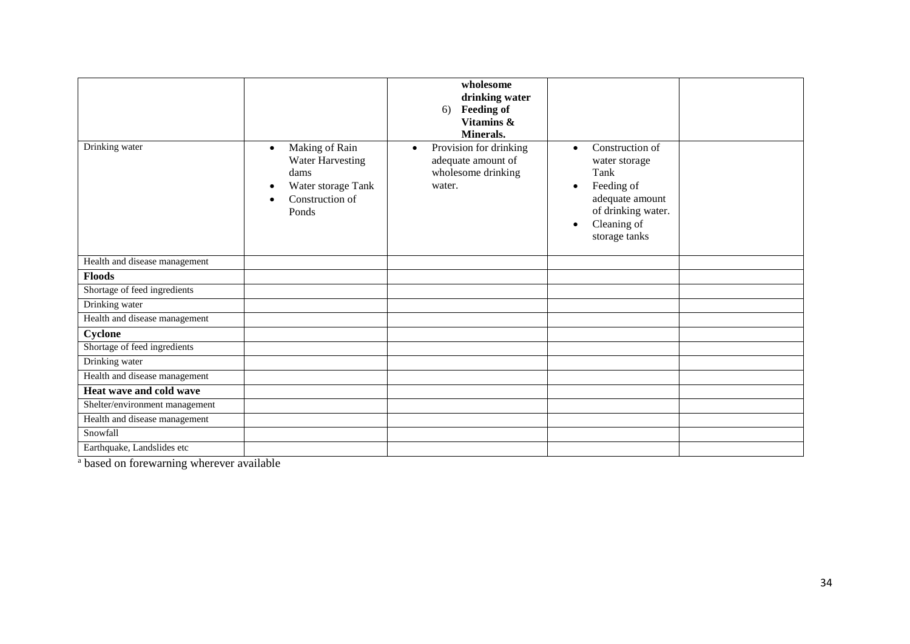| | | | | |
|---|---|---|---|---|
| | | **wholesome drinking water**<br>6) **Feeding of Vitamins & Minerals.** | | |
| Drinking water | • Making of Rain Water Harvesting dams<br>• Water storage Tank<br>• Construction of Ponds | • Provision for drinking adequate amount of wholesome drinking water. | • Construction of water storage Tank<br>• Feeding of adequate amount of drinking water.<br>• Cleaning of storage tanks | |
| Health and disease management | | | | |
| **Floods** | | | | |
| Shortage of feed ingredients | | | | |
| Drinking water | | | | |
| Health and disease management | | | | |
| **Cyclone** | | | | |
| Shortage of feed ingredients | | | | |
| Drinking water | | | | |
| Health and disease management | | | | |
| **Heat wave and cold wave** | | | | |
| Shelter/environment management | | | | |
| Health and disease management | | | | |
| Snowfall | | | | |
| Earthquake, Landslides etc | | | | |

[a] based on forewarning wherever available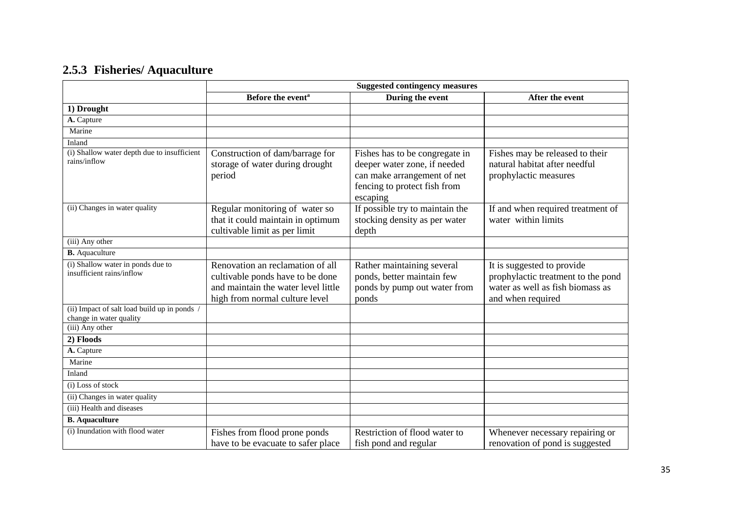### 2.5.3 Fisheries/ Aquaculture

| | Suggested contingency measures | | |
|---|---|---|---|
| | Before the event[a] | During the event | After the event |
| **1) Drought** | | | |
| **A.** Capture | | | |
| Marine | | | |
| Inland | | | |
| (i) Shallow water depth due to insufficient rains/inflow | Construction of dam/barrage for storage of water during drought period | Fishes has to be congregate in deeper water zone, if needed can make arrangement of net fencing to protect fish from escaping | Fishes may be released to their natural habitat after needful prophylactic measures |
| (ii) Changes in water quality | Regular monitoring of water so that it could maintain in optimum cultivable limit as per limit | If possible try to maintain the stocking density as per water depth | If and when required treatment of water within limits |
| (iii) Any other | | | |
| **B.** Aquaculture | | | |
| (i) Shallow water in ponds due to insufficient rains/inflow | Renovation an reclamation of all cultivable ponds have to be done and maintain the water level little high from normal culture level | Rather maintaining several ponds, better maintain few ponds by pump out water from ponds | It is suggested to provide prophylactic treatment to the pond water as well as fish biomass as and when required |
| (ii) Impact of salt load build up in ponds / change in water quality | | | |
| (iii) Any other | | | |
| **2) Floods** | | | |
| **A.** Capture | | | |
| Marine | | | |
| Inland | | | |
| (i) Loss of stock | | | |
| (ii) Changes in water quality | | | |
| (iii) Health and diseases | | | |
| **B. Aquaculture** | | | |
| (i) Inundation with flood water | Fishes from flood prone ponds have to be evacuate to safer place | Restriction of flood water to fish pond and regular | Whenever necessary repairing or renovation of pond is suggested |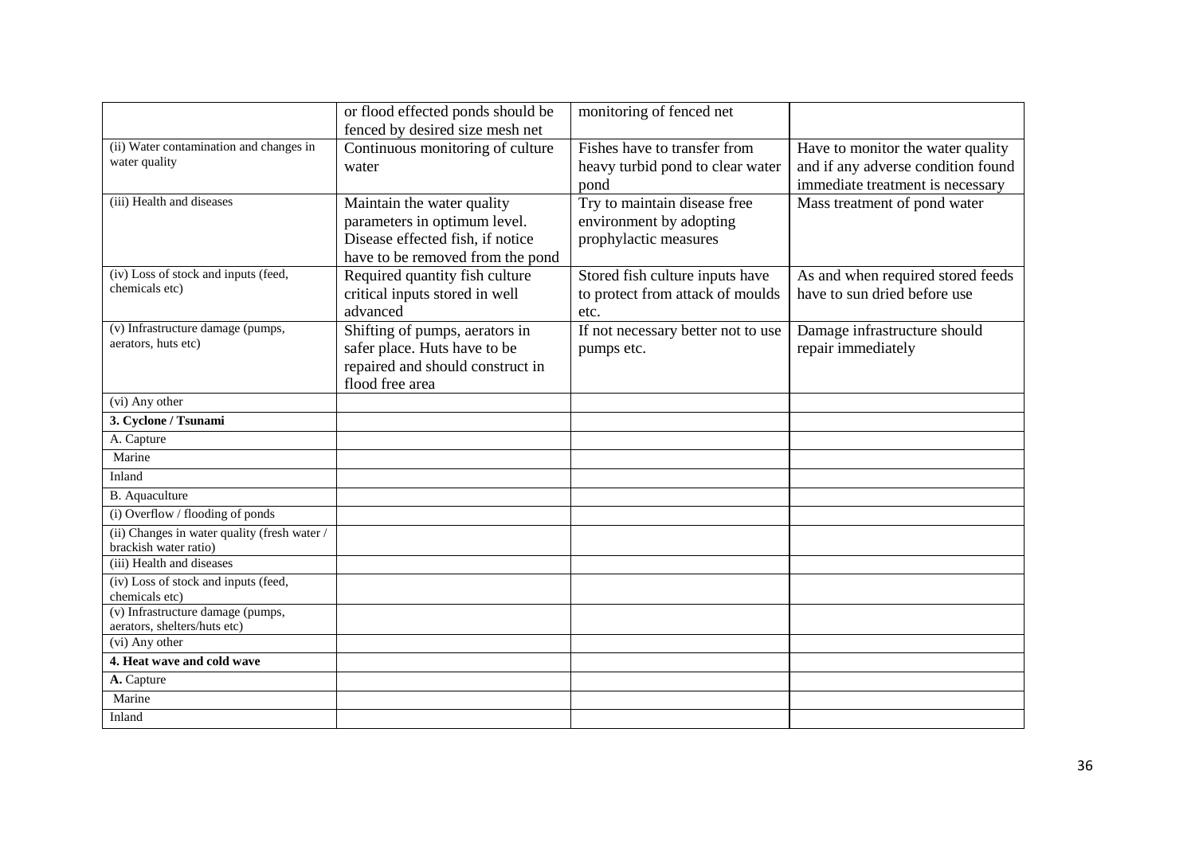|  |  |  |  |
|---|---|---|---|
|  | or flood effected ponds should be fenced by desired size mesh net | monitoring of fenced net |  |
| (ii) Water contamination and changes in water quality | Continuous monitoring of culture water | Fishes have to transfer from heavy turbid pond to clear water pond | Have to monitor the water quality and if any adverse condition found immediate treatment is necessary |
| (iii) Health and diseases | Maintain the water quality parameters in optimum level. Disease effected fish, if notice have to be removed from the pond | Try to maintain disease free environment by adopting prophylactic measures | Mass treatment of pond water |
| (iv) Loss of stock and inputs (feed, chemicals etc) | Required quantity fish culture critical inputs stored in well advanced | Stored fish culture inputs have to protect from attack of moulds etc. | As and when required stored feeds have to sun dried before use |
| (v) Infrastructure damage (pumps, aerators, huts etc) | Shifting of pumps, aerators in safer place. Huts have to be repaired and should construct in flood free area | If not necessary better not to use pumps etc. | Damage infrastructure should repair immediately |
| (vi) Any other |  |  |  |
| **3. Cyclone / Tsunami** |  |  |  |
| A. Capture |  |  |  |
| Marine |  |  |  |
| Inland |  |  |  |
| B. Aquaculture |  |  |  |
| (i) Overflow / flooding of ponds |  |  |  |
| (ii) Changes in water quality (fresh water / brackish water ratio) |  |  |  |
| (iii) Health and diseases |  |  |  |
| (iv) Loss of stock and inputs (feed, chemicals etc) |  |  |  |
| (v) Infrastructure damage (pumps, aerators, shelters/huts etc) |  |  |  |
| (vi) Any other |  |  |  |
| **4. Heat wave and cold wave** |  |  |  |
| **A.** Capture |  |  |  |
| Marine |  |  |  |
| Inland |  |  |  |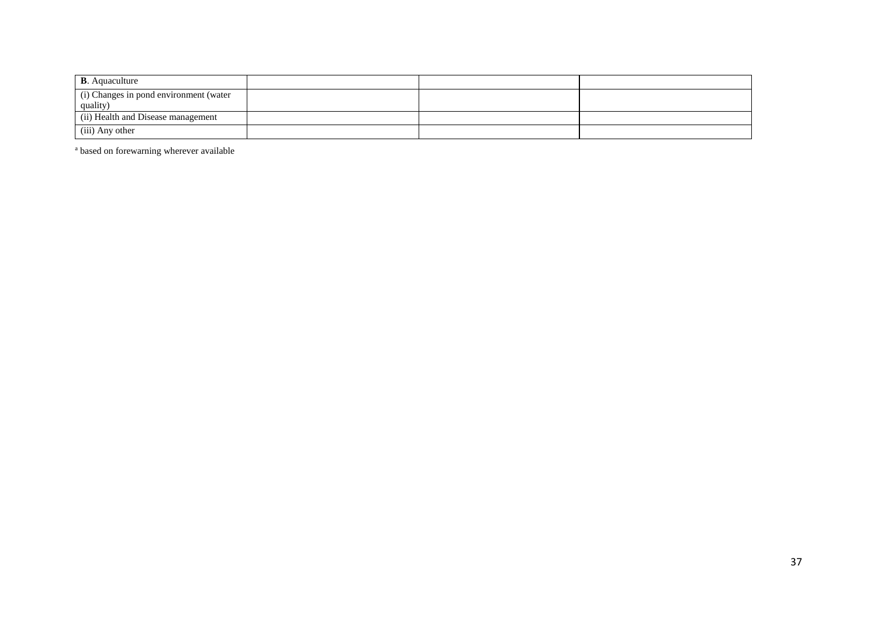| | | | |
|---|---|---|---|
| **B**. Aquaculture | | | |
| (i) Changes in pond environment (water quality) | | | |
| (ii) Health and Disease management | | | |
| (iii) Any other | | | |

[a] based on forewarning wherever available